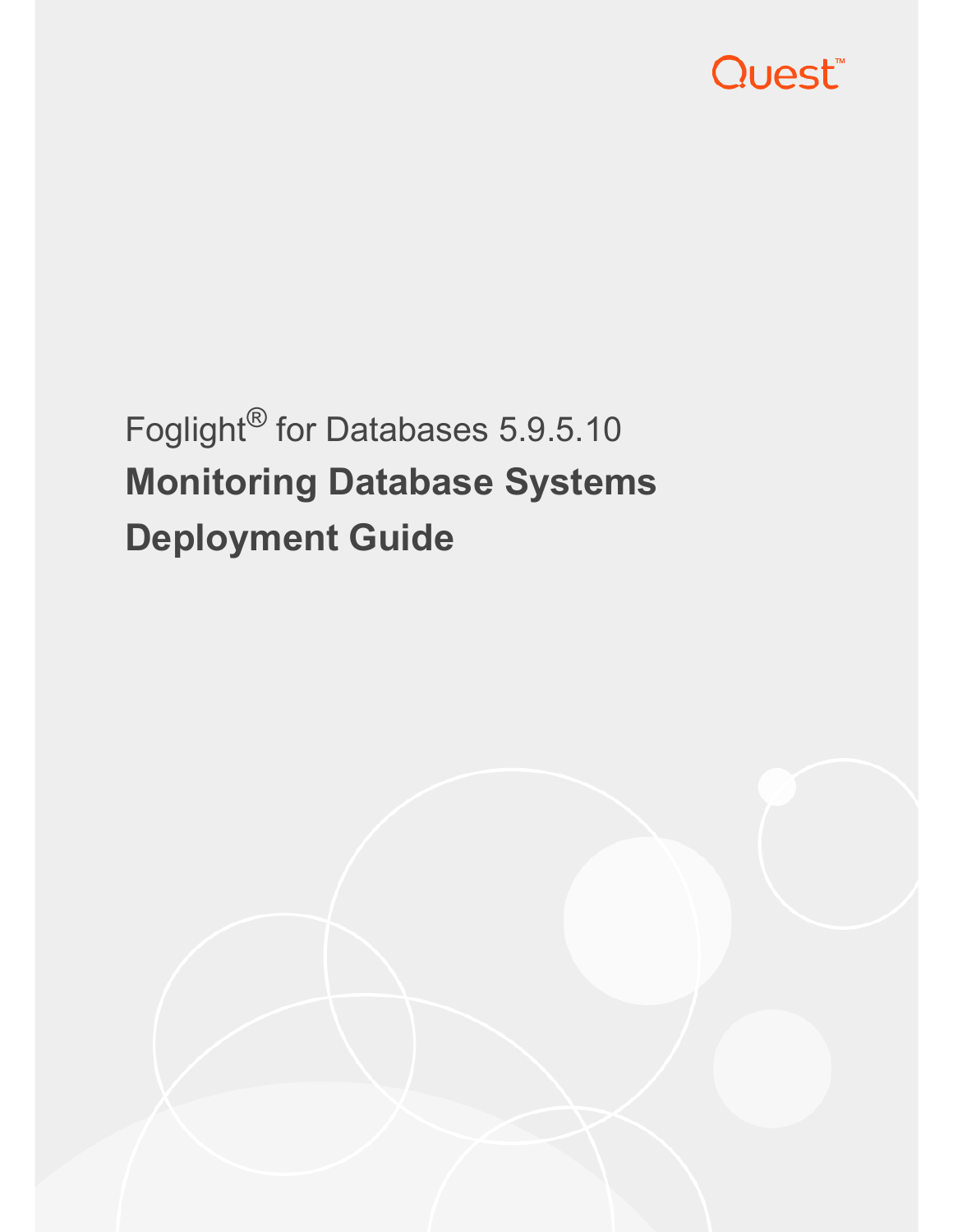Quest™

Foglight® for Databases 5.9.5.10

# Monitoring Database Systems Deployment Guide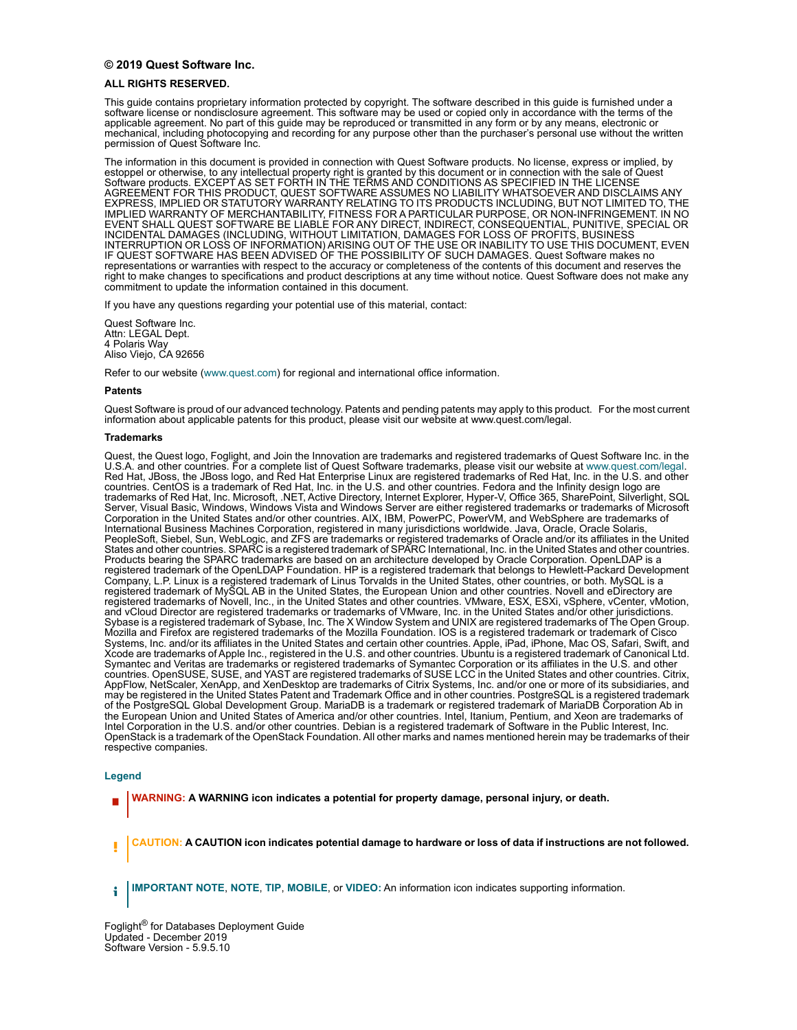**© 2019 Quest Software Inc.**

**ALL RIGHTS RESERVED.**

This guide contains proprietary information protected by copyright. The software described in this guide is furnished under a software license or nondisclosure agreement. This software may be used or copied only in accordance with the terms of the applicable agreement. No part of this guide may be reproduced or transmitted in any form or by any means, electronic or mechanical, including photocopying and recording for any purpose other than the purchaser's personal use without the written permission of Quest Software Inc.

The information in this document is provided in connection with Quest Software products. No license, express or implied, by estoppel or otherwise, to any intellectual property right is granted by this document or in connection with the sale of Quest Software products. EXCEPT AS SET FORTH IN THE TERMS AND CONDITIONS AS SPECIFIED IN THE LICENSE AGREEMENT FOR THIS PRODUCT, QUEST SOFTWARE ASSUMES NO LIABILITY WHATSOEVER AND DISCLAIMS ANY EXPRESS, IMPLIED OR STATUTORY WARRANTY RELATING TO ITS PRODUCTS INCLUDING, BUT NOT LIMITED TO, THE IMPLIED WARRANTY OF MERCHANTABILITY, FITNESS FOR A PARTICULAR PURPOSE, OR NON-INFRINGEMENT. IN NO EVENT SHALL QUEST SOFTWARE BE LIABLE FOR ANY DIRECT, INDIRECT, CONSEQUENTIAL, PUNITIVE, SPECIAL OR INCIDENTAL DAMAGES (INCLUDING, WITHOUT LIMITATION, DAMAGES FOR LOSS OF PROFITS, BUSINESS INTERRUPTION OR LOSS OF INFORMATION) ARISING OUT OF THE USE OR INABILITY TO USE THIS DOCUMENT, EVEN IF QUEST SOFTWARE HAS BEEN ADVISED OF THE POSSIBILITY OF SUCH DAMAGES. Quest Software makes no representations or warranties with respect to the accuracy or completeness of the contents of this document and reserves the right to make changes to specifications and product descriptions at any time without notice. Quest Software does not make any commitment to update the information contained in this document.

If you have any questions regarding your potential use of this material, contact:

Quest Software Inc.
Attn: LEGAL Dept.
4 Polaris Way
Aliso Viejo, CA 92656

Refer to our website (www.quest.com) for regional and international office information.

**Patents**

Quest Software is proud of our advanced technology. Patents and pending patents may apply to this product. For the most current information about applicable patents for this product, please visit our website at www.quest.com/legal.

**Trademarks**

Quest, the Quest logo, Foglight, and Join the Innovation are trademarks and registered trademarks of Quest Software Inc. in the U.S.A. and other countries. For a complete list of Quest Software trademarks, please visit our website at www.quest.com/legal. Red Hat, JBoss, the JBoss logo, and Red Hat Enterprise Linux are registered trademarks of Red Hat, Inc. in the U.S. and other countries. CentOS is a trademark of Red Hat, Inc. in the U.S. and other countries. Fedora and the Infinity design logo are trademarks of Red Hat, Inc. Microsoft, .NET, Active Directory, Internet Explorer, Hyper-V, Office 365, SharePoint, Silverlight, SQL Server, Visual Basic, Windows, Windows Vista and Windows Server are either registered trademarks or trademarks of Microsoft Corporation in the United States and/or other countries. AIX, IBM, PowerPC, PowerVM, and WebSphere are trademarks of International Business Machines Corporation, registered in many jurisdictions worldwide. Java, Oracle, Oracle Solaris, PeopleSoft, Siebel, Sun, WebLogic, and ZFS are trademarks or registered trademarks of Oracle and/or its affiliates in the United States and other countries. SPARC is a registered trademark of SPARC International, Inc. in the United States and other countries. Products bearing the SPARC trademarks are based on an architecture developed by Oracle Corporation. OpenLDAP is a registered trademark of the OpenLDAP Foundation. HP is a registered trademark that belongs to Hewlett-Packard Development Company, L.P. Linux is a registered trademark of Linus Torvalds in the United States, other countries, or both. MySQL is a registered trademark of MySQL AB in the United States, the European Union and other countries. Novell and eDirectory are registered trademarks of Novell, Inc., in the United States and other countries. VMware, ESX, ESXi, vSphere, vCenter, vMotion, and vCloud Director are registered trademarks or trademarks of VMware, Inc. in the United States and/or other jurisdictions. Sybase is a registered trademark of Sybase, Inc. The X Window System and UNIX are registered trademarks of The Open Group. Mozilla and Firefox are registered trademarks of the Mozilla Foundation. IOS is a registered trademark or trademark of Cisco Systems, Inc. and/or its affiliates in the United States and certain other countries. Apple, iPad, iPhone, Mac OS, Safari, Swift, and Xcode are trademarks of Apple Inc., registered in the U.S. and other countries. Ubuntu is a registered trademark of Canonical Ltd. Symantec and Veritas are trademarks or registered trademarks of Symantec Corporation or its affiliates in the U.S. and other countries. OpenSUSE, SUSE, and YAST are registered trademarks of SUSE LCC in the United States and other countries. Citrix, AppFlow, NetScaler, XenApp, and XenDesktop are trademarks of Citrix Systems, Inc. and/or one or more of its subsidiaries, and may be registered in the United States Patent and Trademark Office and in other countries. PostgreSQL is a registered trademark of the PostgreSQL Global Development Group. MariaDB is a trademark or registered trademark of MariaDB Corporation Ab in the European Union and United States of America and/or other countries. Intel, Itanium, Pentium, and Xeon are trademarks of Intel Corporation in the U.S. and/or other countries. Debian is a registered trademark of Software in the Public Interest, Inc. OpenStack is a trademark of the OpenStack Foundation. All other marks and names mentioned herein may be trademarks of their respective companies.

**Legend**

**WARNING: A WARNING icon indicates a potential for property damage, personal injury, or death.**

**CAUTION: A CAUTION icon indicates potential damage to hardware or loss of data if instructions are not followed.**

**IMPORTANT NOTE**, **NOTE**, **TIP**, **MOBILE**, or **VIDEO:** An information icon indicates supporting information.

Foglight® for Databases Deployment Guide
Updated - December 2019
Software Version - 5.9.5.10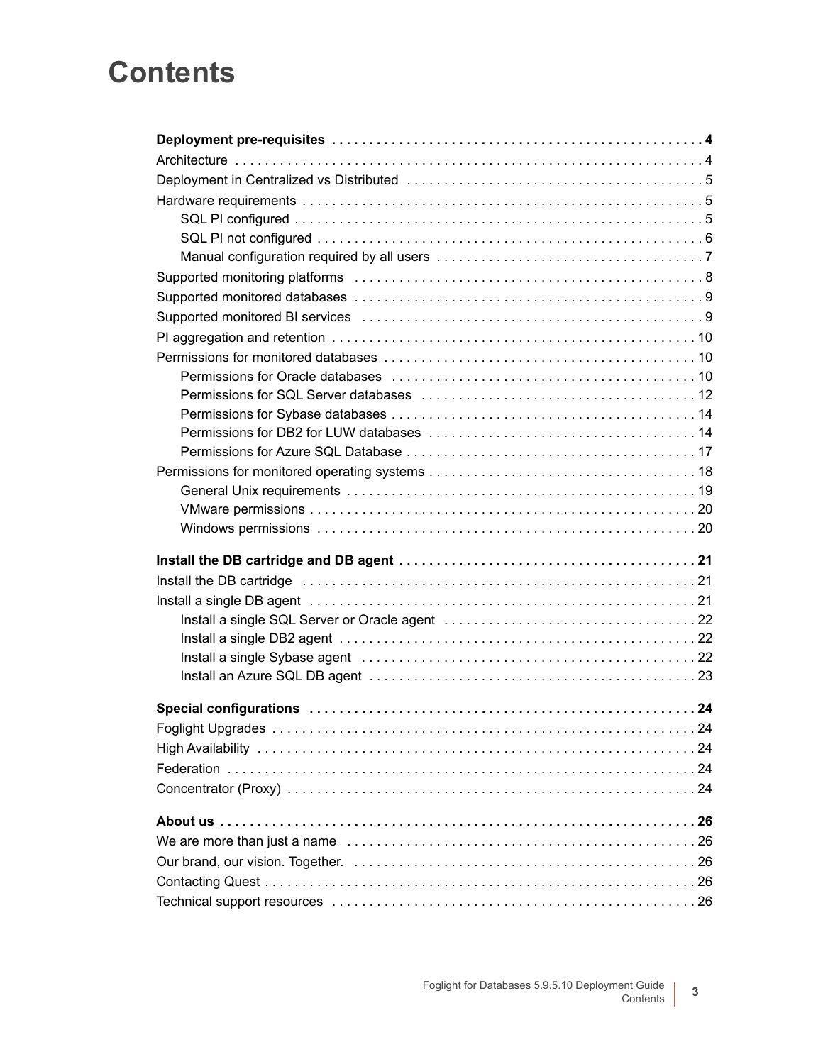# Contents

**Deployment pre-requisites** . . . . . . . . . . . . . . . . . . . . . . . . . . . . . . . . . . . . . . . . . . . . . . . . . . . **4**

Architecture . . . . . . . . . . . . . . . . . . . . . . . . . . . . . . . . . . . . . . . . . . . . . . . . . . . . . . . . . . . . 4

Deployment in Centralized vs Distributed . . . . . . . . . . . . . . . . . . . . . . . . . . . . . . . . . . . . . . . 5

Hardware requirements . . . . . . . . . . . . . . . . . . . . . . . . . . . . . . . . . . . . . . . . . . . . . . . . . . . . . 5

- SQL PI configured . . . . . . . . . . . . . . . . . . . . . . . . . . . . . . . . . . . . . . . . . . . . . . . . . . . . . 5
- SQL PI not configured . . . . . . . . . . . . . . . . . . . . . . . . . . . . . . . . . . . . . . . . . . . . . . . . . . . 6
- Manual configuration required by all users . . . . . . . . . . . . . . . . . . . . . . . . . . . . . . . . . . . 7

Supported monitoring platforms . . . . . . . . . . . . . . . . . . . . . . . . . . . . . . . . . . . . . . . . . . . . . . . 8

Supported monitored databases . . . . . . . . . . . . . . . . . . . . . . . . . . . . . . . . . . . . . . . . . . . . . . . 9

Supported monitored BI services . . . . . . . . . . . . . . . . . . . . . . . . . . . . . . . . . . . . . . . . . . . . . . 9

PI aggregation and retention . . . . . . . . . . . . . . . . . . . . . . . . . . . . . . . . . . . . . . . . . . . . . . . . . 10

Permissions for monitored databases . . . . . . . . . . . . . . . . . . . . . . . . . . . . . . . . . . . . . . . . . . 10

- Permissions for Oracle databases . . . . . . . . . . . . . . . . . . . . . . . . . . . . . . . . . . . . . . . . . . 10
- Permissions for SQL Server databases . . . . . . . . . . . . . . . . . . . . . . . . . . . . . . . . . . . . . . 12
- Permissions for Sybase databases . . . . . . . . . . . . . . . . . . . . . . . . . . . . . . . . . . . . . . . . . 14
- Permissions for DB2 for LUW databases . . . . . . . . . . . . . . . . . . . . . . . . . . . . . . . . . . . . 14
- Permissions for Azure SQL Database . . . . . . . . . . . . . . . . . . . . . . . . . . . . . . . . . . . . . . . 17

Permissions for monitored operating systems . . . . . . . . . . . . . . . . . . . . . . . . . . . . . . . . . . . 18

- General Unix requirements . . . . . . . . . . . . . . . . . . . . . . . . . . . . . . . . . . . . . . . . . . . . . . . 19
- VMware permissions . . . . . . . . . . . . . . . . . . . . . . . . . . . . . . . . . . . . . . . . . . . . . . . . . . . . 20
- Windows permissions . . . . . . . . . . . . . . . . . . . . . . . . . . . . . . . . . . . . . . . . . . . . . . . . . . . 20

**Install the DB cartridge and DB agent** . . . . . . . . . . . . . . . . . . . . . . . . . . . . . . . . . . . . . . . **21**

Install the DB cartridge . . . . . . . . . . . . . . . . . . . . . . . . . . . . . . . . . . . . . . . . . . . . . . . . . . . . . 21

Install a single DB agent . . . . . . . . . . . . . . . . . . . . . . . . . . . . . . . . . . . . . . . . . . . . . . . . . . . . 21

- Install a single SQL Server or Oracle agent . . . . . . . . . . . . . . . . . . . . . . . . . . . . . . . . . . 22
- Install a single DB2 agent . . . . . . . . . . . . . . . . . . . . . . . . . . . . . . . . . . . . . . . . . . . . . . . . 22
- Install a single Sybase agent . . . . . . . . . . . . . . . . . . . . . . . . . . . . . . . . . . . . . . . . . . . . . 22
- Install an Azure SQL DB agent . . . . . . . . . . . . . . . . . . . . . . . . . . . . . . . . . . . . . . . . . . . . 23

**Special configurations** . . . . . . . . . . . . . . . . . . . . . . . . . . . . . . . . . . . . . . . . . . . . . . . . . . . . **24**

Foglight Upgrades . . . . . . . . . . . . . . . . . . . . . . . . . . . . . . . . . . . . . . . . . . . . . . . . . . . . . . . . 24

High Availability . . . . . . . . . . . . . . . . . . . . . . . . . . . . . . . . . . . . . . . . . . . . . . . . . . . . . . . . . . 24

Federation . . . . . . . . . . . . . . . . . . . . . . . . . . . . . . . . . . . . . . . . . . . . . . . . . . . . . . . . . . . . . . 24

Concentrator (Proxy) . . . . . . . . . . . . . . . . . . . . . . . . . . . . . . . . . . . . . . . . . . . . . . . . . . . . . . 24

**About us** . . . . . . . . . . . . . . . . . . . . . . . . . . . . . . . . . . . . . . . . . . . . . . . . . . . . . . . . . . . . . . . . **26**

We are more than just a name . . . . . . . . . . . . . . . . . . . . . . . . . . . . . . . . . . . . . . . . . . . . . . . 26

Our brand, our vision. Together. . . . . . . . . . . . . . . . . . . . . . . . . . . . . . . . . . . . . . . . . . . . . . . 26

Contacting Quest . . . . . . . . . . . . . . . . . . . . . . . . . . . . . . . . . . . . . . . . . . . . . . . . . . . . . . . . . 26

Technical support resources . . . . . . . . . . . . . . . . . . . . . . . . . . . . . . . . . . . . . . . . . . . . . . . . . 26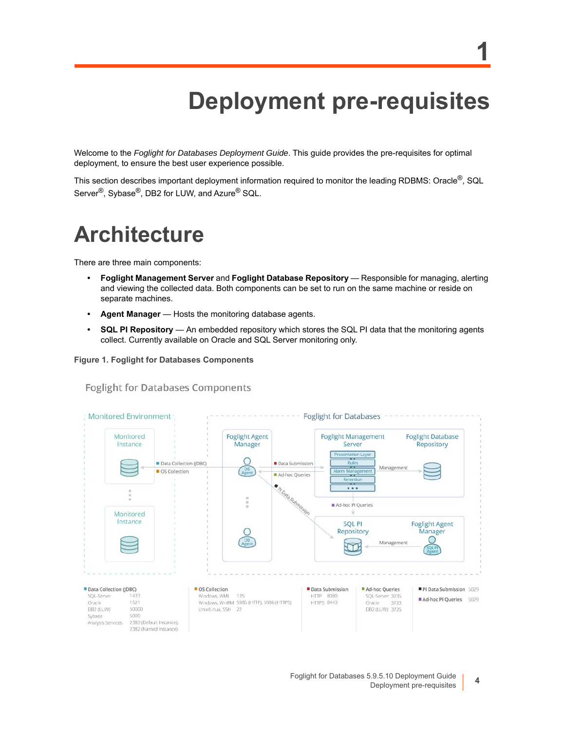# 1

# Deployment pre-requisites

Welcome to the *Foglight for Databases Deployment Guide*. This guide provides the pre-requisites for optimal deployment, to ensure the best user experience possible.

This section describes important deployment information required to monitor the leading RDBMS: Oracle®, SQL Server®, Sybase®, DB2 for LUW, and Azure® SQL.

## Architecture

There are three main components:

- **Foglight Management Server** and **Foglight Database Repository** — Responsible for managing, alerting and viewing the collected data. Both components can be set to run on the same machine or reside on separate machines.
- **Agent Manager** — Hosts the monitoring database agents.
- **SQL PI Repository** — An embedded repository which stores the SQL PI data that the monitoring agents collect. Currently available on Oracle and SQL Server monitoring only.

**Figure 1. Foglight for Databases Components**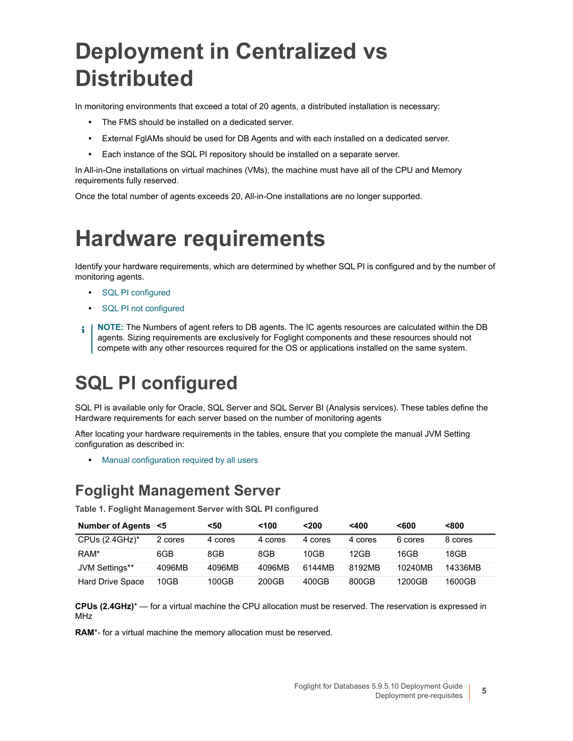# Deployment in Centralized vs Distributed

In monitoring environments that exceed a total of 20 agents, a distributed installation is necessary:

- The FMS should be installed on a dedicated server.
- External FglAMs should be used for DB Agents and with each installed on a dedicated server.
- Each instance of the SQL PI repository should be installed on a separate server.

In All-in-One installations on virtual machines (VMs), the machine must have all of the CPU and Memory requirements fully reserved.

Once the total number of agents exceeds 20, All-in-One installations are no longer supported.

# Hardware requirements

Identify your hardware requirements, which are determined by whether SQL PI is configured and by the number of monitoring agents.

- SQL PI configured
- SQL PI not configured

**NOTE:** The Numbers of agent refers to DB agents. The IC agents resources are calculated within the DB agents. Sizing requirements are exclusively for Foglight components and these resources should not compete with any other resources required for the OS or applications installed on the same system.

# SQL PI configured

SQL PI is available only for Oracle, SQL Server and SQL Server BI (Analysis services). These tables define the Hardware requirements for each server based on the number of monitoring agents

After locating your hardware requirements in the tables, ensure that you complete the manual JVM Setting configuration as described in:

- Manual configuration required by all users

## Foglight Management Server

**Table 1. Foglight Management Server with SQL PI configured**

| Number of Agents | <5 | <50 | <100 | <200 | <400 | <600 | <800 |
|---|---|---|---|---|---|---|---|
| CPUs (2.4GHz)* | 2 cores | 4 cores | 4 cores | 4 cores | 4 cores | 6 cores | 8 cores |
| RAM* | 6GB | 8GB | 8GB | 10GB | 12GB | 16GB | 18GB |
| JVM Settings** | 4096MB | 4096MB | 4096MB | 6144MB | 8192MB | 10240MB | 14336MB |
| Hard Drive Space | 10GB | 100GB | 200GB | 400GB | 800GB | 1200GB | 1600GB |

**CPUs (2.4GHz)*** — for a virtual machine the CPU allocation must be reserved. The reservation is expressed in MHz

**RAM***- for a virtual machine the memory allocation must be reserved.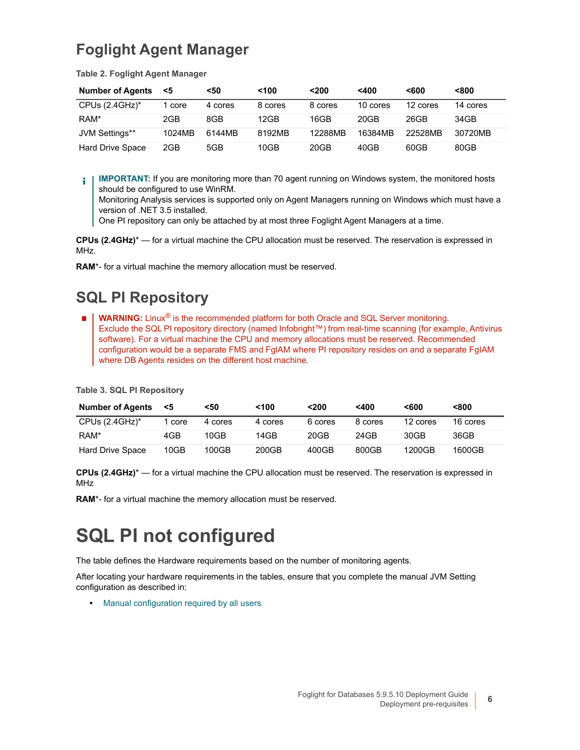## Foglight Agent Manager

**Table 2. Foglight Agent Manager**

| Number of Agents | <5 | <50 | <100 | <200 | <400 | <600 | <800 |
|---|---|---|---|---|---|---|---|
| CPUs (2.4GHz)* | 1 core | 4 cores | 8 cores | 8 cores | 10 cores | 12 cores | 14 cores |
| RAM* | 2GB | 8GB | 12GB | 16GB | 20GB | 26GB | 34GB |
| JVM Settings** | 1024MB | 6144MB | 8192MB | 12288MB | 16384MB | 22528MB | 30720MB |
| Hard Drive Space | 2GB | 5GB | 10GB | 20GB | 40GB | 60GB | 80GB |

> **IMPORTANT:** If you are monitoring more than 70 agent running on Windows system, the monitored hosts should be configured to use WinRM.
> Monitoring Analysis services is supported only on Agent Managers running on Windows which must have a version of .NET 3.5 installed.
> One PI repository can only be attached by at most three Foglight Agent Managers at a time.

**CPUs (2.4GHz)*** — for a virtual machine the CPU allocation must be reserved. The reservation is expressed in MHz.

**RAM***- for a virtual machine the memory allocation must be reserved.

## SQL PI Repository

> **WARNING:** Linux® is the recommended platform for both Oracle and SQL Server monitoring.
> Exclude the SQL PI repository directory (named Infobright™) from real-time scanning (for example, Antivirus software). For a virtual machine the CPU and memory allocations must be reserved. Recommended configuration would be a separate FMS and FglAM where PI repository resides on and a separate FglAM where DB Agents resides on the different host machine.

**Table 3. SQL PI Repository**

| Number of Agents | <5 | <50 | <100 | <200 | <400 | <600 | <800 |
|---|---|---|---|---|---|---|---|
| CPUs (2.4GHz)* | 1 core | 4 cores | 4 cores | 6 cores | 8 cores | 12 cores | 16 cores |
| RAM* | 4GB | 10GB | 14GB | 20GB | 24GB | 30GB | 36GB |
| Hard Drive Space | 10GB | 100GB | 200GB | 400GB | 800GB | 1200GB | 1600GB |

**CPUs (2.4GHz)*** — for a virtual machine the CPU allocation must be reserved. The reservation is expressed in MHz

**RAM***- for a virtual machine the memory allocation must be reserved.

# SQL PI not configured

The table defines the Hardware requirements based on the number of monitoring agents.

After locating your hardware requirements in the tables, ensure that you complete the manual JVM Setting configuration as described in:

- Manual configuration required by all users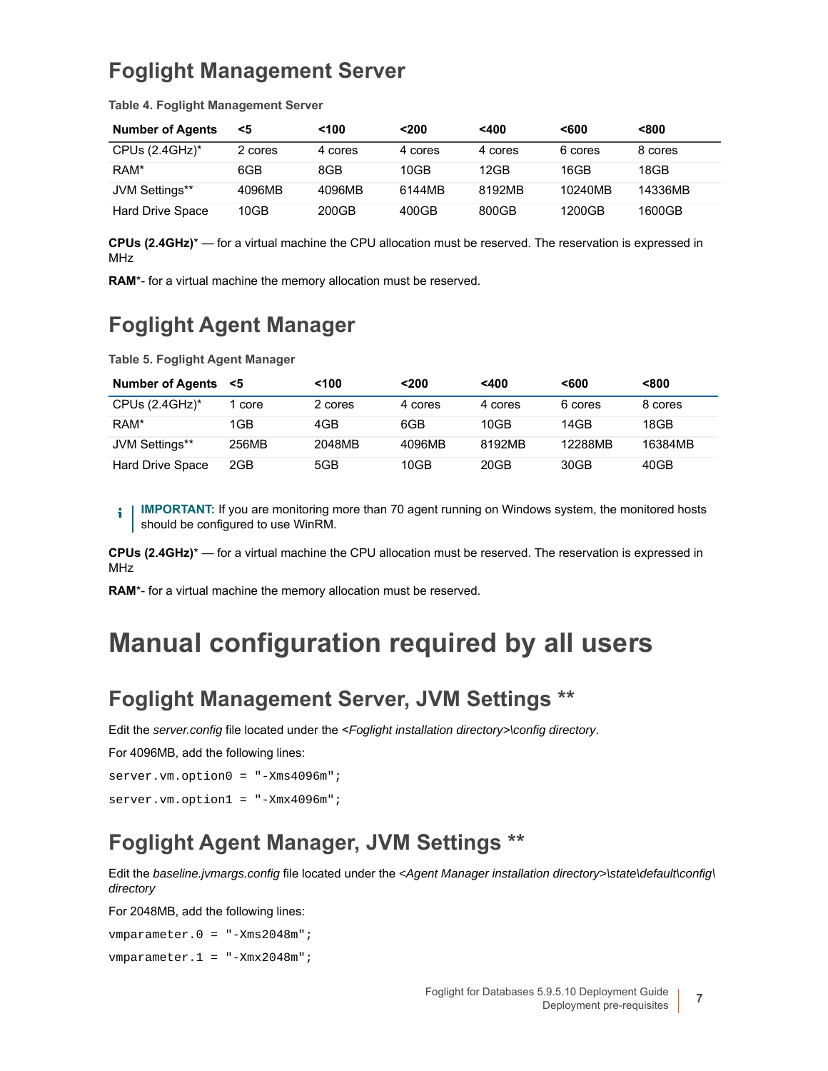## Foglight Management Server

**Table 4. Foglight Management Server**

| Number of Agents | <5 | <100 | <200 | <400 | <600 | <800 |
|---|---|---|---|---|---|---|
| CPUs (2.4GHz)* | 2 cores | 4 cores | 4 cores | 4 cores | 6 cores | 8 cores |
| RAM* | 6GB | 8GB | 10GB | 12GB | 16GB | 18GB |
| JVM Settings** | 4096MB | 4096MB | 6144MB | 8192MB | 10240MB | 14336MB |
| Hard Drive Space | 10GB | 200GB | 400GB | 800GB | 1200GB | 1600GB |

**CPUs (2.4GHz)*** — for a virtual machine the CPU allocation must be reserved. The reservation is expressed in MHz

**RAM***- for a virtual machine the memory allocation must be reserved.

## Foglight Agent Manager

**Table 5. Foglight Agent Manager**

| Number of Agents | <5 | <100 | <200 | <400 | <600 | <800 |
|---|---|---|---|---|---|---|
| CPUs (2.4GHz)* | 1 core | 2 cores | 4 cores | 4 cores | 6 cores | 8 cores |
| RAM* | 1GB | 4GB | 6GB | 10GB | 14GB | 18GB |
| JVM Settings** | 256MB | 2048MB | 4096MB | 8192MB | 12288MB | 16384MB |
| Hard Drive Space | 2GB | 5GB | 10GB | 20GB | 30GB | 40GB |

**IMPORTANT:** If you are monitoring more than 70 agent running on Windows system, the monitored hosts should be configured to use WinRM.

**CPUs (2.4GHz)*** — for a virtual machine the CPU allocation must be reserved. The reservation is expressed in MHz

**RAM***- for a virtual machine the memory allocation must be reserved.

# Manual configuration required by all users

## Foglight Management Server, JVM Settings **

Edit the *server.config* file located under the *<Foglight installation directory>\config directory*.

For 4096MB, add the following lines:

```
server.vm.option0 = "-Xms4096m";
server.vm.option1 = "-Xmx4096m";
```

## Foglight Agent Manager, JVM Settings **

Edit the *baseline.jvmargs.config* file located under the *<Agent Manager installation directory>\state\default\config\ directory*

For 2048MB, add the following lines:

```
vmparameter.0 = "-Xms2048m";
vmparameter.1 = "-Xmx2048m";
```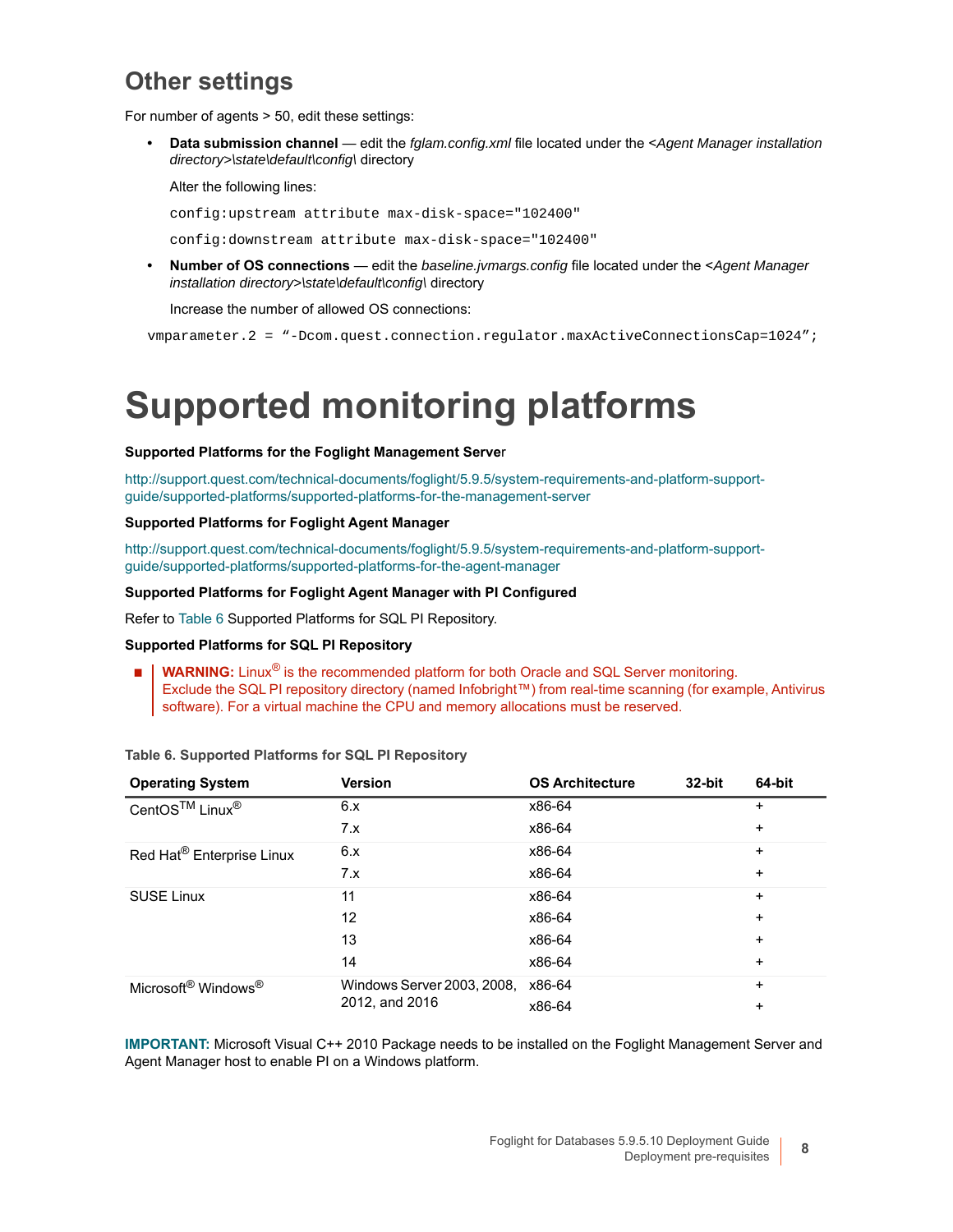## Other settings

For number of agents > 50, edit these settings:

- **Data submission channel** — edit the *fglam.config.xml* file located under the *<Agent Manager installation directory>\state\default\config\* directory

  Alter the following lines:

  ```
  config:upstream attribute max-disk-space="102400"
  config:downstream attribute max-disk-space="102400"
  ```

- **Number of OS connections** — edit the *baseline.jvmargs.config* file located under the *<Agent Manager installation directory>\state\default\config\* directory

  Increase the number of allowed OS connections:

```
vmparameter.2 = "-Dcom.quest.connection.regulator.maxActiveConnectionsCap=1024";
```

# Supported monitoring platforms

**Supported Platforms for the Foglight Management Server**

http://support.quest.com/technical-documents/foglight/5.9.5/system-requirements-and-platform-support-guide/supported-platforms/supported-platforms-for-the-management-server

**Supported Platforms for Foglight Agent Manager**

http://support.quest.com/technical-documents/foglight/5.9.5/system-requirements-and-platform-support-guide/supported-platforms/supported-platforms-for-the-agent-manager

**Supported Platforms for Foglight Agent Manager with PI Configured**

Refer to Table 6 Supported Platforms for SQL PI Repository.

**Supported Platforms for SQL PI Repository**

- **WARNING:** Linux® is the recommended platform for both Oracle and SQL Server monitoring. Exclude the SQL PI repository directory (named Infobright™) from real-time scanning (for example, Antivirus software). For a virtual machine the CPU and memory allocations must be reserved.

**Table 6. Supported Platforms for SQL PI Repository**

| Operating System | Version | OS Architecture | 32-bit | 64-bit |
|---|---|---|---|---|
| CentOS™ Linux® | 6.x | x86-64 | | + |
| | 7.x | x86-64 | | + |
| Red Hat® Enterprise Linux | 6.x | x86-64 | | + |
| | 7.x | x86-64 | | + |
| SUSE Linux | 11 | x86-64 | | + |
| | 12 | x86-64 | | + |
| | 13 | x86-64 | | + |
| | 14 | x86-64 | | + |
| Microsoft® Windows® | Windows Server 2003, 2008, 2012, and 2016 | x86-64 | | + |
| | | x86-64 | | + |

**IMPORTANT:** Microsoft Visual C++ 2010 Package needs to be installed on the Foglight Management Server and Agent Manager host to enable PI on a Windows platform.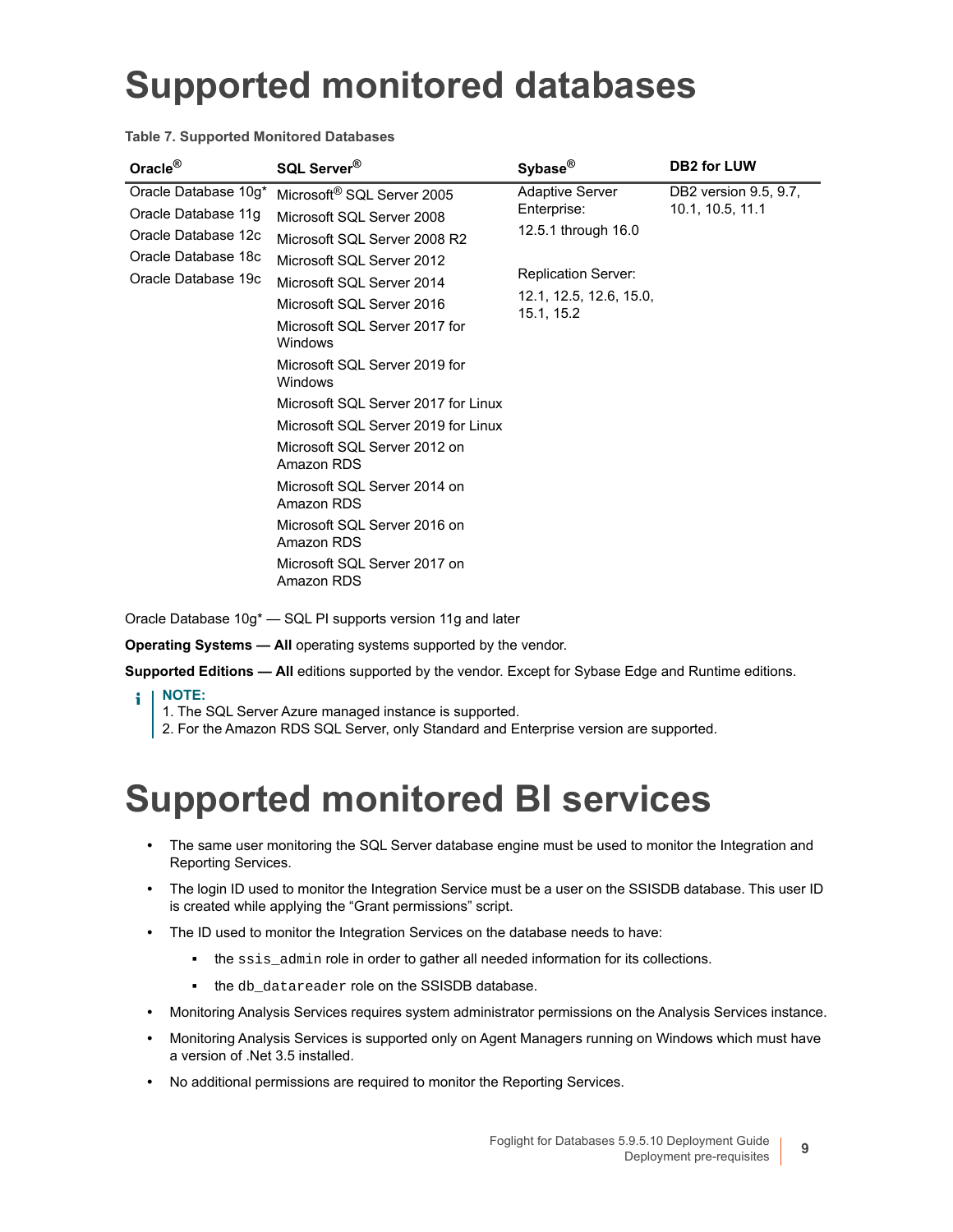# Supported monitored databases

**Table 7. Supported Monitored Databases**

| Oracle® | SQL Server® | Sybase® | DB2 for LUW |
|---|---|---|---|
| Oracle Database 10g* | Microsoft® SQL Server 2005 | Adaptive Server Enterprise: 12.5.1 through 16.0 | DB2 version 9.5, 9.7, 10.1, 10.5, 11.1 |
| Oracle Database 11g | Microsoft SQL Server 2008 | | |
| Oracle Database 12c | Microsoft SQL Server 2008 R2 | | |
| Oracle Database 18c | Microsoft SQL Server 2012 | Replication Server: 12.1, 12.5, 12.6, 15.0, 15.1, 15.2 | |
| Oracle Database 19c | Microsoft SQL Server 2014 | | |
| | Microsoft SQL Server 2016 | | |
| | Microsoft SQL Server 2017 for Windows | | |
| | Microsoft SQL Server 2019 for Windows | | |
| | Microsoft SQL Server 2017 for Linux | | |
| | Microsoft SQL Server 2019 for Linux | | |
| | Microsoft SQL Server 2012 on Amazon RDS | | |
| | Microsoft SQL Server 2014 on Amazon RDS | | |
| | Microsoft SQL Server 2016 on Amazon RDS | | |
| | Microsoft SQL Server 2017 on Amazon RDS | | |

Oracle Database 10g* — SQL PI supports version 11g and later

**Operating Systems — All** operating systems supported by the vendor.

**Supported Editions — All** editions supported by the vendor. Except for Sybase Edge and Runtime editions.

> **NOTE:**
> 1. The SQL Server Azure managed instance is supported.
> 2. For the Amazon RDS SQL Server, only Standard and Enterprise version are supported.

# Supported monitored BI services

- The same user monitoring the SQL Server database engine must be used to monitor the Integration and Reporting Services.
- The login ID used to monitor the Integration Service must be a user on the SSISDB database. This user ID is created while applying the "Grant permissions" script.
- The ID used to monitor the Integration Services on the database needs to have:
  - the `ssis_admin` role in order to gather all needed information for its collections.
  - the `db_datareader` role on the SSISDB database.
- Monitoring Analysis Services requires system administrator permissions on the Analysis Services instance.
- Monitoring Analysis Services is supported only on Agent Managers running on Windows which must have a version of .Net 3.5 installed.
- No additional permissions are required to monitor the Reporting Services.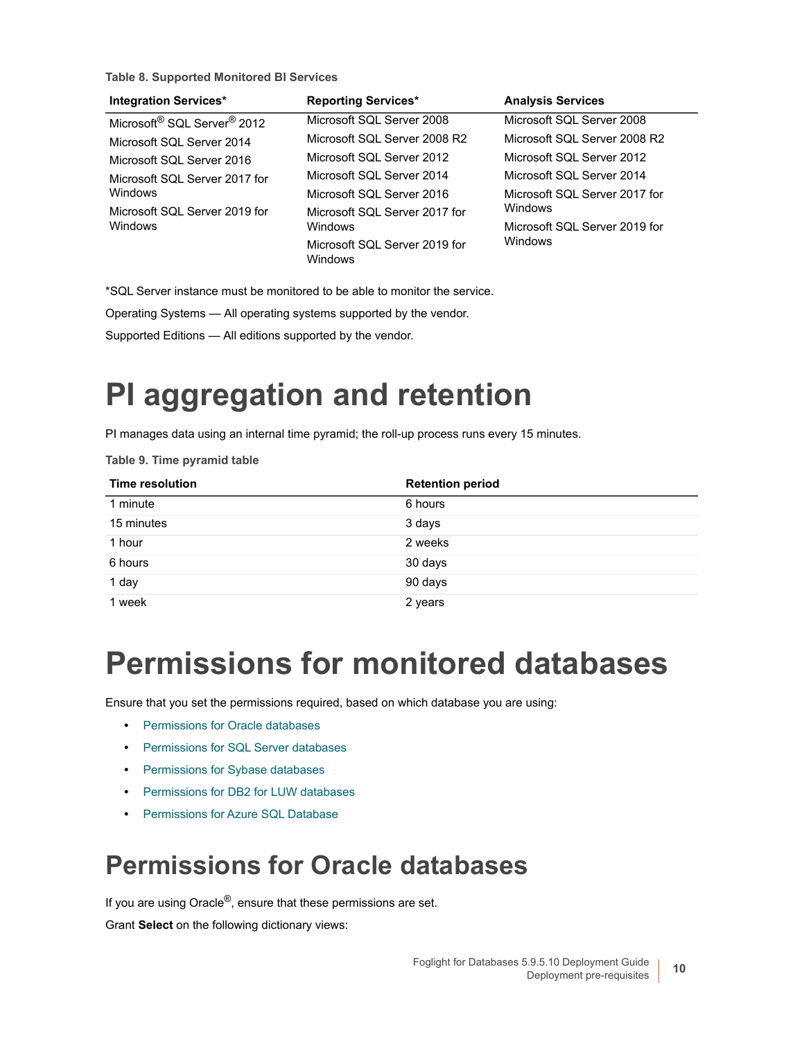Table 8. Supported Monitored BI Services

| Integration Services* | Reporting Services* | Analysis Services |
|---|---|---|
| Microsoft® SQL Server® 2012 | Microsoft SQL Server 2008 | Microsoft SQL Server 2008 |
| Microsoft SQL Server 2014 | Microsoft SQL Server 2008 R2 | Microsoft SQL Server 2008 R2 |
| Microsoft SQL Server 2016 | Microsoft SQL Server 2012 | Microsoft SQL Server 2012 |
| Microsoft SQL Server 2017 for Windows | Microsoft SQL Server 2014 | Microsoft SQL Server 2014 |
| Microsoft SQL Server 2019 for Windows | Microsoft SQL Server 2016 | Microsoft SQL Server 2017 for Windows |
| | Microsoft SQL Server 2017 for Windows | Microsoft SQL Server 2019 for Windows |
| | Microsoft SQL Server 2019 for Windows | |

*SQL Server instance must be monitored to be able to monitor the service.

Operating Systems — All operating systems supported by the vendor.

Supported Editions — All editions supported by the vendor.

# PI aggregation and retention

PI manages data using an internal time pyramid; the roll-up process runs every 15 minutes.

Table 9. Time pyramid table

| Time resolution | Retention period |
|---|---|
| 1 minute | 6 hours |
| 15 minutes | 3 days |
| 1 hour | 2 weeks |
| 6 hours | 30 days |
| 1 day | 90 days |
| 1 week | 2 years |

# Permissions for monitored databases

Ensure that you set the permissions required, based on which database you are using:

- Permissions for Oracle databases
- Permissions for SQL Server databases
- Permissions for Sybase databases
- Permissions for DB2 for LUW databases
- Permissions for Azure SQL Database

## Permissions for Oracle databases

If you are using Oracle®, ensure that these permissions are set.

Grant **Select** on the following dictionary views: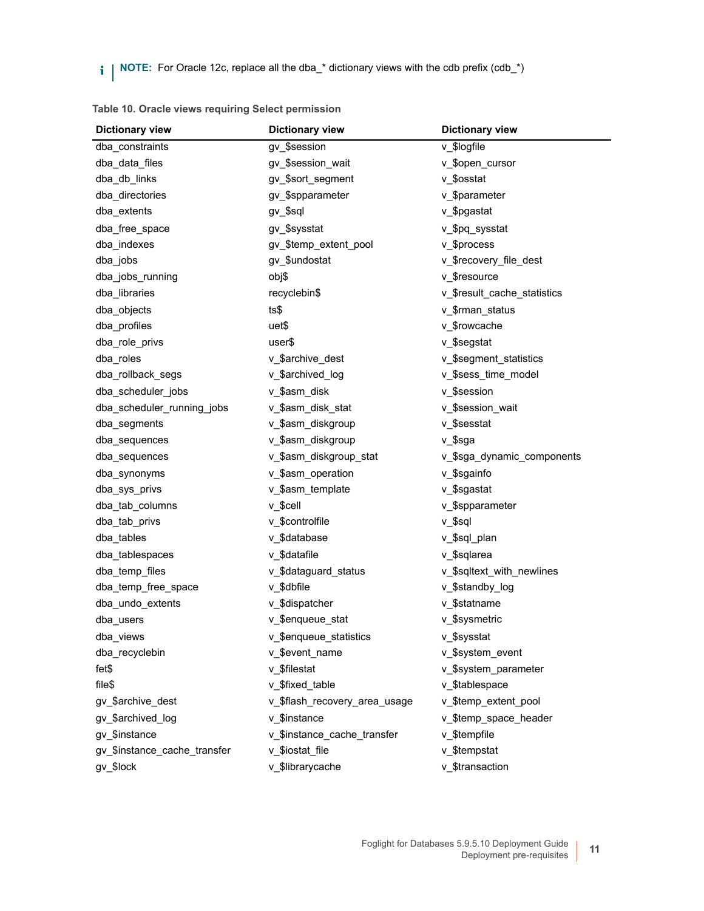**NOTE:** For Oracle 12c, replace all the dba_* dictionary views with the cdb prefix (cdb_*)

**Table 10. Oracle views requiring Select permission**

| Dictionary view | Dictionary view | Dictionary view |
|---|---|---|
| dba_constraints | gv_$session | v_$logfile |
| dba_data_files | gv_$session_wait | v_$open_cursor |
| dba_db_links | gv_$sort_segment | v_$osstat |
| dba_directories | gv_$spparameter | v_$parameter |
| dba_extents | gv_$sql | v_$pgastat |
| dba_free_space | gv_$sysstat | v_$pq_sysstat |
| dba_indexes | gv_$temp_extent_pool | v_$process |
| dba_jobs | gv_$undostat | v_$recovery_file_dest |
| dba_jobs_running | obj$ | v_$resource |
| dba_libraries | recyclebin$ | v_$result_cache_statistics |
| dba_objects | ts$ | v_$rman_status |
| dba_profiles | uet$ | v_$rowcache |
| dba_role_privs | user$ | v_$segstat |
| dba_roles | v_$archive_dest | v_$segment_statistics |
| dba_rollback_segs | v_$archived_log | v_$sess_time_model |
| dba_scheduler_jobs | v_$asm_disk | v_$session |
| dba_scheduler_running_jobs | v_$asm_disk_stat | v_$session_wait |
| dba_segments | v_$asm_diskgroup | v_$sesstat |
| dba_sequences | v_$asm_diskgroup | v_$sga |
| dba_sequences | v_$asm_diskgroup_stat | v_$sga_dynamic_components |
| dba_synonyms | v_$asm_operation | v_$sgainfo |
| dba_sys_privs | v_$asm_template | v_$sgastat |
| dba_tab_columns | v_$cell | v_$spparameter |
| dba_tab_privs | v_$controlfile | v_$sql |
| dba_tables | v_$database | v_$sql_plan |
| dba_tablespaces | v_$datafile | v_$sqlarea |
| dba_temp_files | v_$dataguard_status | v_$sqltext_with_newlines |
| dba_temp_free_space | v_$dbfile | v_$standby_log |
| dba_undo_extents | v_$dispatcher | v_$statname |
| dba_users | v_$enqueue_stat | v_$sysmetric |
| dba_views | v_$enqueue_statistics | v_$sysstat |
| dba_recyclebin | v_$event_name | v_$system_event |
| fet$ | v_$filestat | v_$system_parameter |
| file$ | v_$fixed_table | v_$tablespace |
| gv_$archive_dest | v_$flash_recovery_area_usage | v_$temp_extent_pool |
| gv_$archived_log | v_$instance | v_$temp_space_header |
| gv_$instance | v_$instance_cache_transfer | v_$tempfile |
| gv_$instance_cache_transfer | v_$iostat_file | v_$tempstat |
| gv_$lock | v_$librarycache | v_$transaction |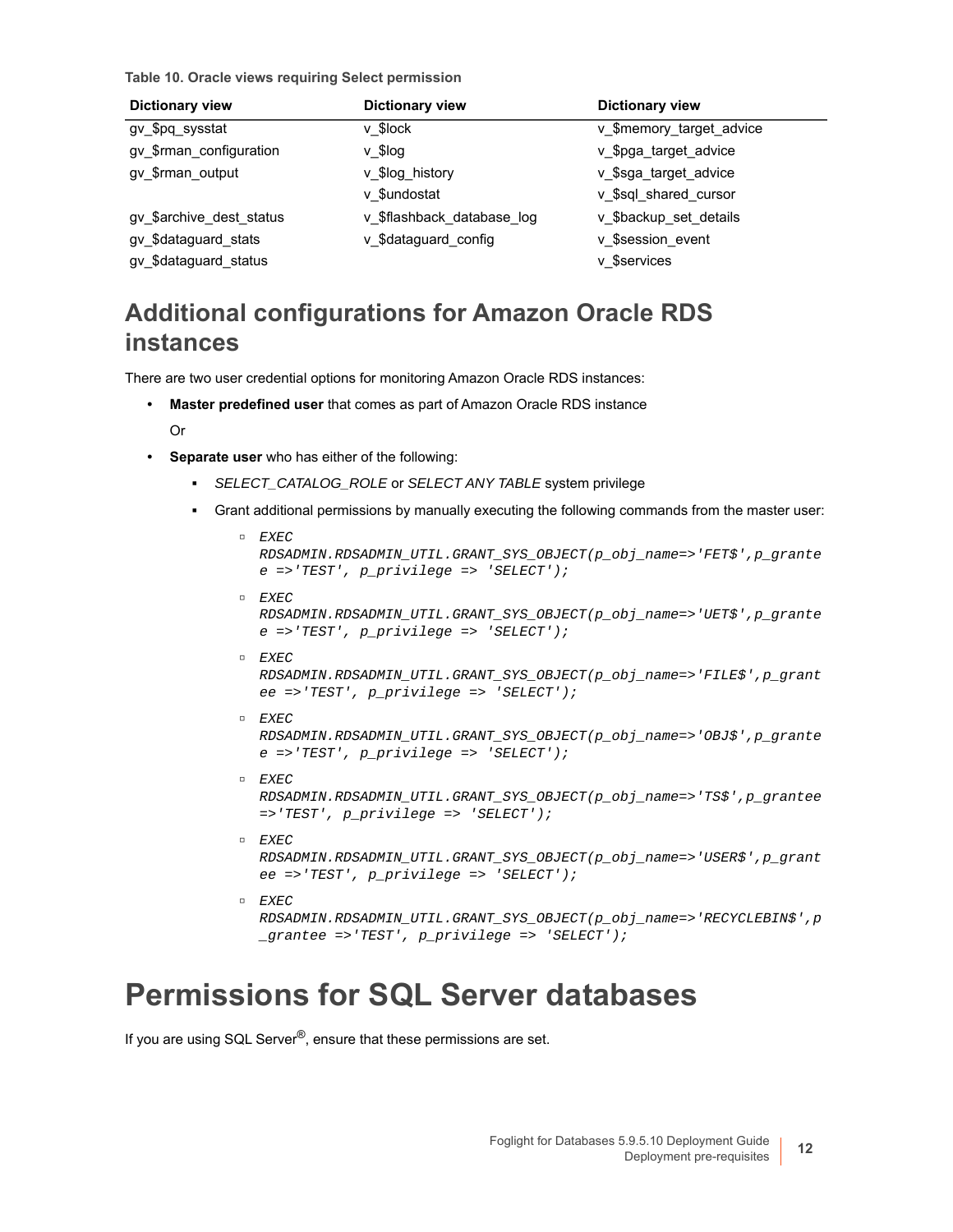**Table 10. Oracle views requiring Select permission**

| Dictionary view | Dictionary view | Dictionary view |
|---|---|---|
| gv_$pq_sysstat | v_$lock | v_$memory_target_advice |
| gv_$rman_configuration | v_$log | v_$pga_target_advice |
| gv_$rman_output | v_$log_history | v_$sga_target_advice |
| | v_$undostat | v_$sql_shared_cursor |
| gv_$archive_dest_status | v_$flashback_database_log | v_$backup_set_details |
| gv_$dataguard_stats | v_$dataguard_config | v_$session_event |
| gv_$dataguard_status | | v_$services |

## Additional configurations for Amazon Oracle RDS instances

There are two user credential options for monitoring Amazon Oracle RDS instances:

- **Master predefined user** that comes as part of Amazon Oracle RDS instance

  Or

- **Separate user** who has either of the following:
  - *SELECT_CATALOG_ROLE* or *SELECT ANY TABLE* system privilege
  - Grant additional permissions by manually executing the following commands from the master user:
    - `EXEC RDSADMIN.RDSADMIN_UTIL.GRANT_SYS_OBJECT(p_obj_name=>'FET$',p_grantee =>'TEST', p_privilege => 'SELECT');`
    - `EXEC RDSADMIN.RDSADMIN_UTIL.GRANT_SYS_OBJECT(p_obj_name=>'UET$',p_grantee =>'TEST', p_privilege => 'SELECT');`
    - `EXEC RDSADMIN.RDSADMIN_UTIL.GRANT_SYS_OBJECT(p_obj_name=>'FILE$',p_grantee =>'TEST', p_privilege => 'SELECT');`
    - `EXEC RDSADMIN.RDSADMIN_UTIL.GRANT_SYS_OBJECT(p_obj_name=>'OBJ$',p_grantee =>'TEST', p_privilege => 'SELECT');`
    - `EXEC RDSADMIN.RDSADMIN_UTIL.GRANT_SYS_OBJECT(p_obj_name=>'TS$',p_grantee =>'TEST', p_privilege => 'SELECT');`
    - `EXEC RDSADMIN.RDSADMIN_UTIL.GRANT_SYS_OBJECT(p_obj_name=>'USER$',p_grantee =>'TEST', p_privilege => 'SELECT');`
    - `EXEC RDSADMIN.RDSADMIN_UTIL.GRANT_SYS_OBJECT(p_obj_name=>'RECYCLEBIN$',p_grantee =>'TEST', p_privilege => 'SELECT');`

# Permissions for SQL Server databases

If you are using SQL Server®, ensure that these permissions are set.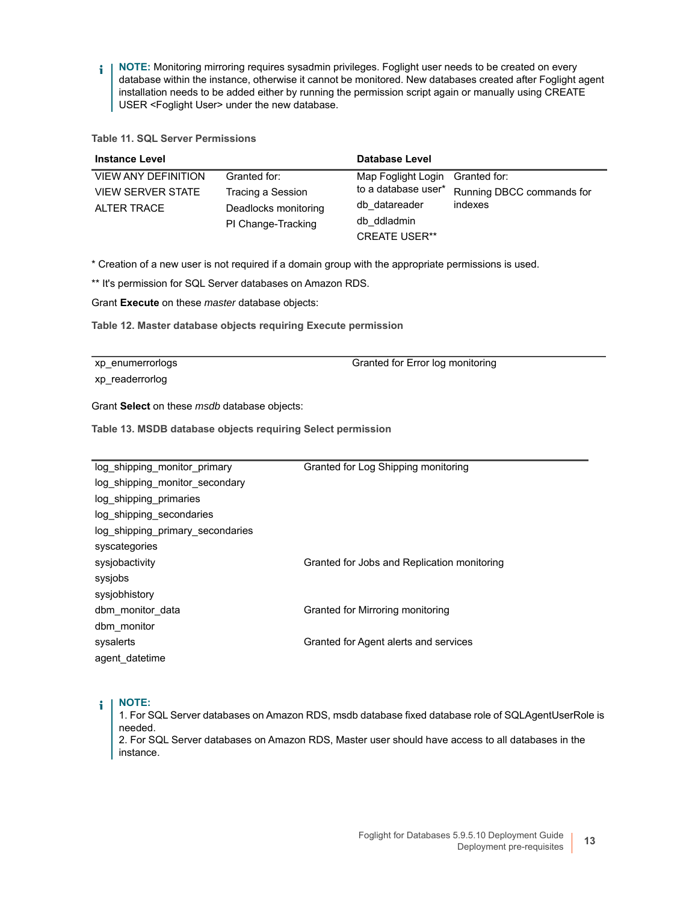**NOTE:** Monitoring mirroring requires sysadmin privileges. Foglight user needs to be created on every database within the instance, otherwise it cannot be monitored. New databases created after Foglight agent installation needs to be added either by running the permission script again or manually using CREATE USER <Foglight User> under the new database.

**Table 11. SQL Server Permissions**

| Instance Level | | Database Level | |
|---|---|---|---|
| VIEW ANY DEFINITION | Granted for: | Map Foglight Login to a database user* | Granted for: |
| VIEW SERVER STATE | Tracing a Session | db_datareader | Running DBCC commands for indexes |
| ALTER TRACE | Deadlocks monitoring | db_ddladmin | |
| | PI Change-Tracking | CREATE USER** | |

* Creation of a new user is not required if a domain group with the appropriate permissions is used.

** It's permission for SQL Server databases on Amazon RDS.

Grant **Execute** on these *master* database objects:

**Table 12. Master database objects requiring Execute permission**

| | |
|---|---|
| xp_enumerrorlogs | Granted for Error log monitoring |
| xp_readerrorlog | |

Grant **Select** on these *msdb* database objects:

**Table 13. MSDB database objects requiring Select permission**

| | |
|---|---|
| log_shipping_monitor_primary | Granted for Log Shipping monitoring |
| log_shipping_monitor_secondary | |
| log_shipping_primaries | |
| log_shipping_secondaries | |
| log_shipping_primary_secondaries | |
| syscategories | |
| sysjobactivity | Granted for Jobs and Replication monitoring |
| sysjobs | |
| sysjobhistory | |
| dbm_monitor_data | Granted for Mirroring monitoring |
| dbm_monitor | |
| sysalerts | Granted for Agent alerts and services |
| agent_datetime | |

**NOTE:**
1. For SQL Server databases on Amazon RDS, msdb database fixed database role of SQLAgentUserRole is needed.
2. For SQL Server databases on Amazon RDS, Master user should have access to all databases in the instance.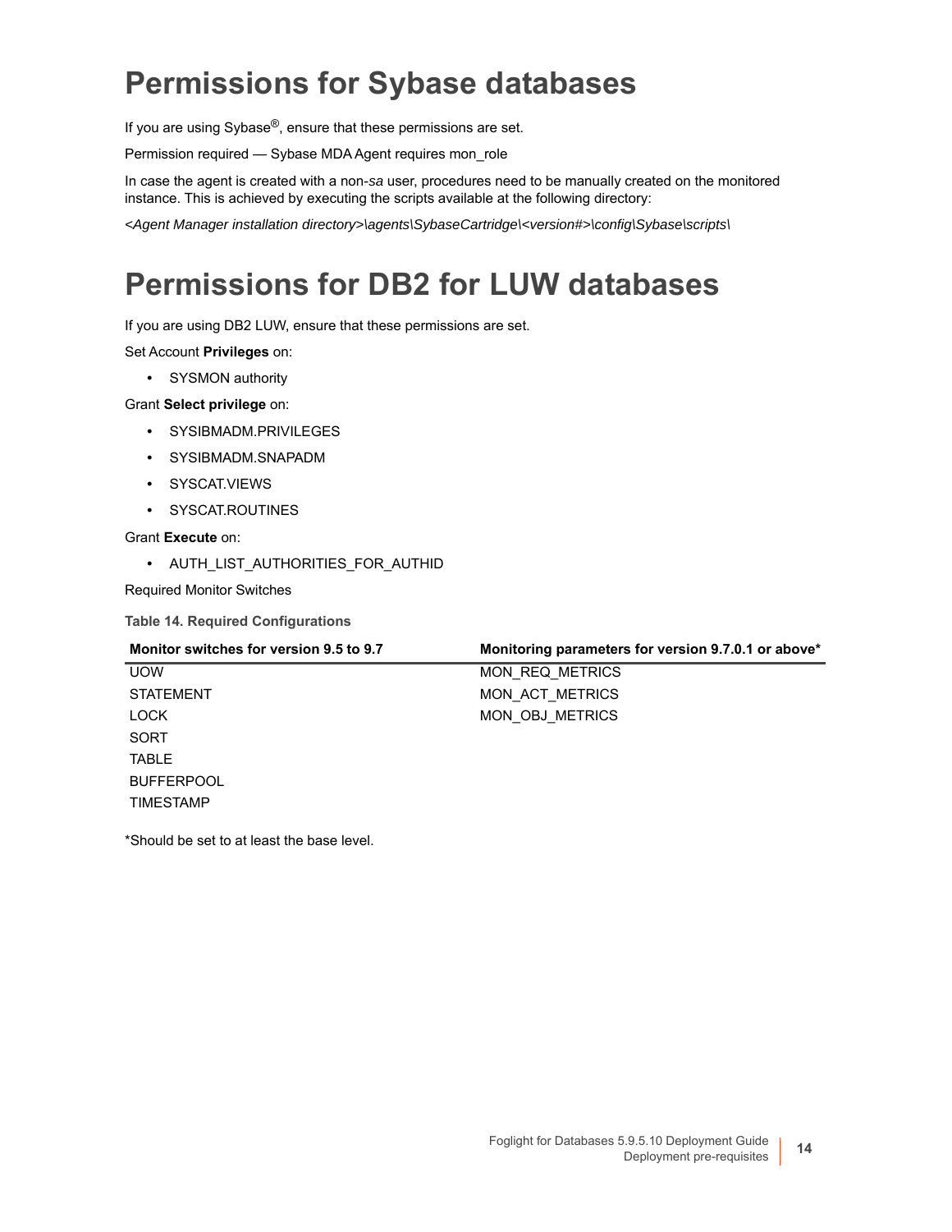# Permissions for Sybase databases

If you are using Sybase®, ensure that these permissions are set.

Permission required — Sybase MDA Agent requires mon_role

In case the agent is created with a non-*sa* user, procedures need to be manually created on the monitored instance. This is achieved by executing the scripts available at the following directory:

*<Agent Manager installation directory>\agents\SybaseCartridge\<version#>\config\Sybase\scripts\*

# Permissions for DB2 for LUW databases

If you are using DB2 LUW, ensure that these permissions are set.

Set Account **Privileges** on:

- SYSMON authority

Grant **Select privilege** on:

- SYSIBMADM.PRIVILEGES
- SYSIBMADM.SNAPADM
- SYSCAT.VIEWS
- SYSCAT.ROUTINES

Grant **Execute** on:

- AUTH_LIST_AUTHORITIES_FOR_AUTHID

Required Monitor Switches

**Table 14. Required Configurations**

| Monitor switches for version 9.5 to 9.7 | Monitoring parameters for version 9.7.0.1 or above* |
| --- | --- |
| UOW | MON_REQ_METRICS |
| STATEMENT | MON_ACT_METRICS |
| LOCK | MON_OBJ_METRICS |
| SORT | |
| TABLE | |
| BUFFERPOOL | |
| TIMESTAMP | |

*Should be set to at least the base level.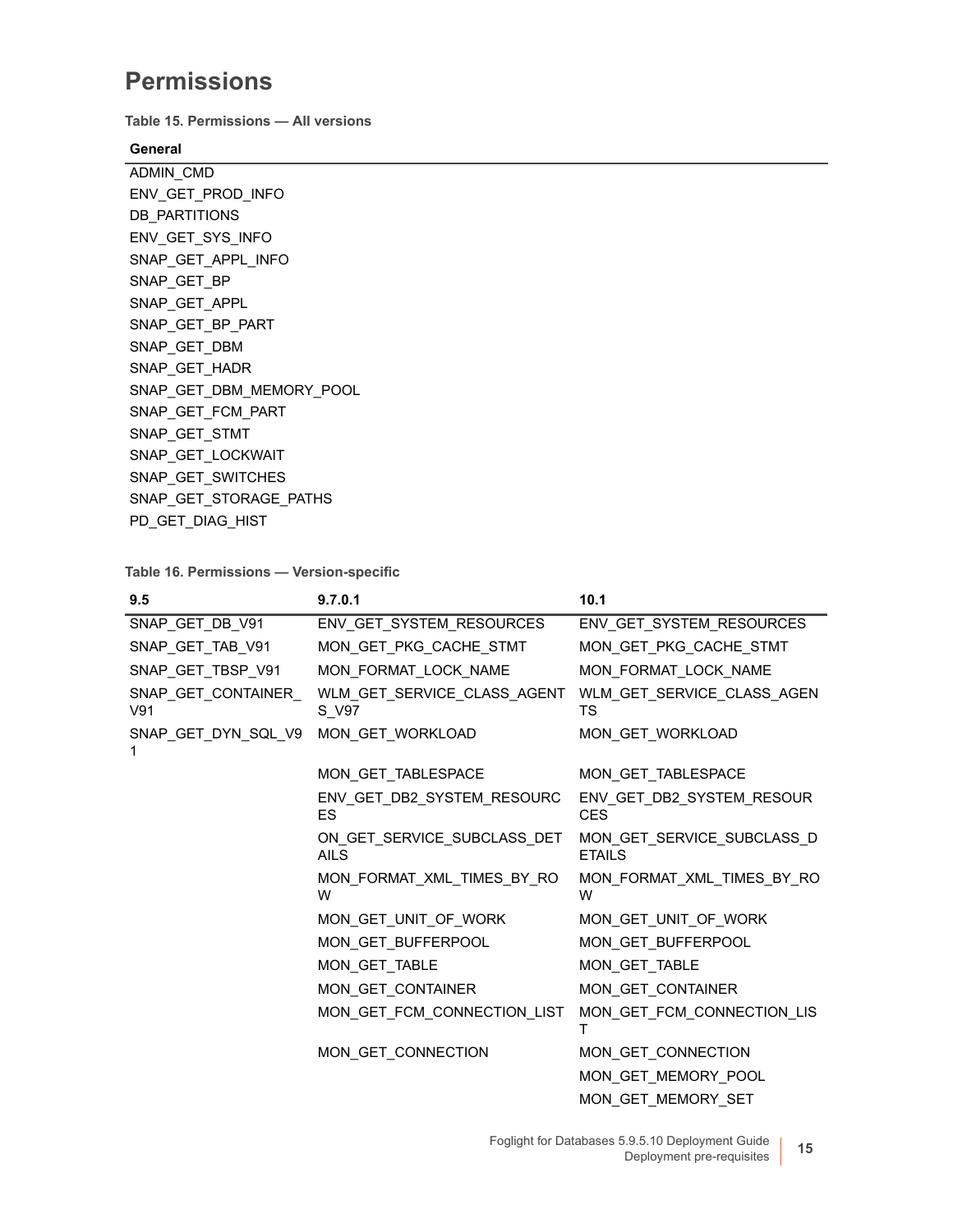## Permissions

**Table 15. Permissions — All versions**

| General |
|---|
| ADMIN_CMD |
| ENV_GET_PROD_INFO |
| DB_PARTITIONS |
| ENV_GET_SYS_INFO |
| SNAP_GET_APPL_INFO |
| SNAP_GET_BP |
| SNAP_GET_APPL |
| SNAP_GET_BP_PART |
| SNAP_GET_DBM |
| SNAP_GET_HADR |
| SNAP_GET_DBM_MEMORY_POOL |
| SNAP_GET_FCM_PART |
| SNAP_GET_STMT |
| SNAP_GET_LOCKWAIT |
| SNAP_GET_SWITCHES |
| SNAP_GET_STORAGE_PATHS |
| PD_GET_DIAG_HIST |

**Table 16. Permissions — Version-specific**

| 9.5 | 9.7.0.1 | 10.1 |
|---|---|---|
| SNAP_GET_DB_V91 | ENV_GET_SYSTEM_RESOURCES | ENV_GET_SYSTEM_RESOURCES |
| SNAP_GET_TAB_V91 | MON_GET_PKG_CACHE_STMT | MON_GET_PKG_CACHE_STMT |
| SNAP_GET_TBSP_V91 | MON_FORMAT_LOCK_NAME | MON_FORMAT_LOCK_NAME |
| SNAP_GET_CONTAINER_V91 | WLM_GET_SERVICE_CLASS_AGENTS_V97 | WLM_GET_SERVICE_CLASS_AGENTS |
| SNAP_GET_DYN_SQL_V91 | MON_GET_WORKLOAD | MON_GET_WORKLOAD |
| | MON_GET_TABLESPACE | MON_GET_TABLESPACE |
| | ENV_GET_DB2_SYSTEM_RESOURCES | ENV_GET_DB2_SYSTEM_RESOURCES |
| | ON_GET_SERVICE_SUBCLASS_DETAILS | MON_GET_SERVICE_SUBCLASS_DETAILS |
| | MON_FORMAT_XML_TIMES_BY_ROW | MON_FORMAT_XML_TIMES_BY_ROW |
| | MON_GET_UNIT_OF_WORK | MON_GET_UNIT_OF_WORK |
| | MON_GET_BUFFERPOOL | MON_GET_BUFFERPOOL |
| | MON_GET_TABLE | MON_GET_TABLE |
| | MON_GET_CONTAINER | MON_GET_CONTAINER |
| | MON_GET_FCM_CONNECTION_LIST | MON_GET_FCM_CONNECTION_LIST |
| | MON_GET_CONNECTION | MON_GET_CONNECTION |
| | | MON_GET_MEMORY_POOL |
| | | MON_GET_MEMORY_SET |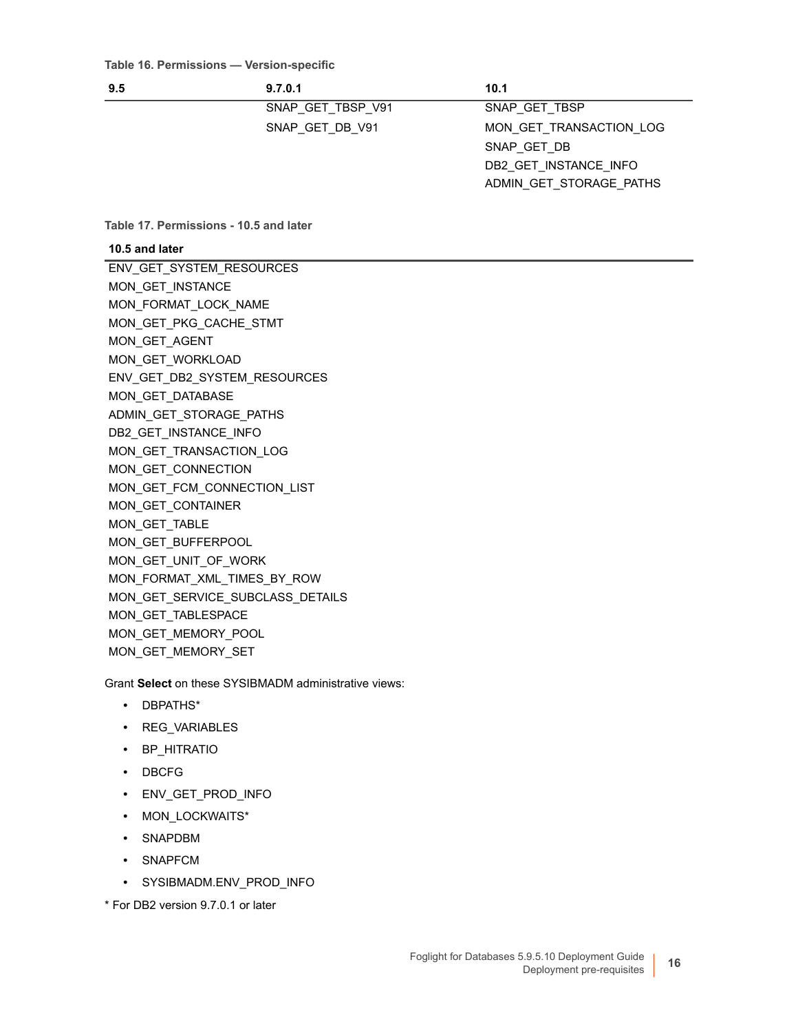Table 16. Permissions — Version-specific

| 9.5 | 9.7.0.1 | 10.1 |
|---|---|---|
| | SNAP_GET_TBSP_V91 | SNAP_GET_TBSP |
| | SNAP_GET_DB_V91 | MON_GET_TRANSACTION_LOG |
| | | SNAP_GET_DB |
| | | DB2_GET_INSTANCE_INFO |
| | | ADMIN_GET_STORAGE_PATHS |

Table 17. Permissions - 10.5 and later

| 10.5 and later |
|---|
| ENV_GET_SYSTEM_RESOURCES |
| MON_GET_INSTANCE |
| MON_FORMAT_LOCK_NAME |
| MON_GET_PKG_CACHE_STMT |
| MON_GET_AGENT |
| MON_GET_WORKLOAD |
| ENV_GET_DB2_SYSTEM_RESOURCES |
| MON_GET_DATABASE |
| ADMIN_GET_STORAGE_PATHS |
| DB2_GET_INSTANCE_INFO |
| MON_GET_TRANSACTION_LOG |
| MON_GET_CONNECTION |
| MON_GET_FCM_CONNECTION_LIST |
| MON_GET_CONTAINER |
| MON_GET_TABLE |
| MON_GET_BUFFERPOOL |
| MON_GET_UNIT_OF_WORK |
| MON_FORMAT_XML_TIMES_BY_ROW |
| MON_GET_SERVICE_SUBCLASS_DETAILS |
| MON_GET_TABLESPACE |
| MON_GET_MEMORY_POOL |
| MON_GET_MEMORY_SET |

Grant **Select** on these SYSIBMADM administrative views:

- DBPATHS*
- REG_VARIABLES
- BP_HITRATIO
- DBCFG
- ENV_GET_PROD_INFO
- MON_LOCKWAITS*
- SNAPDBM
- SNAPFCM
- SYSIBMADM.ENV_PROD_INFO

\* For DB2 version 9.7.0.1 or later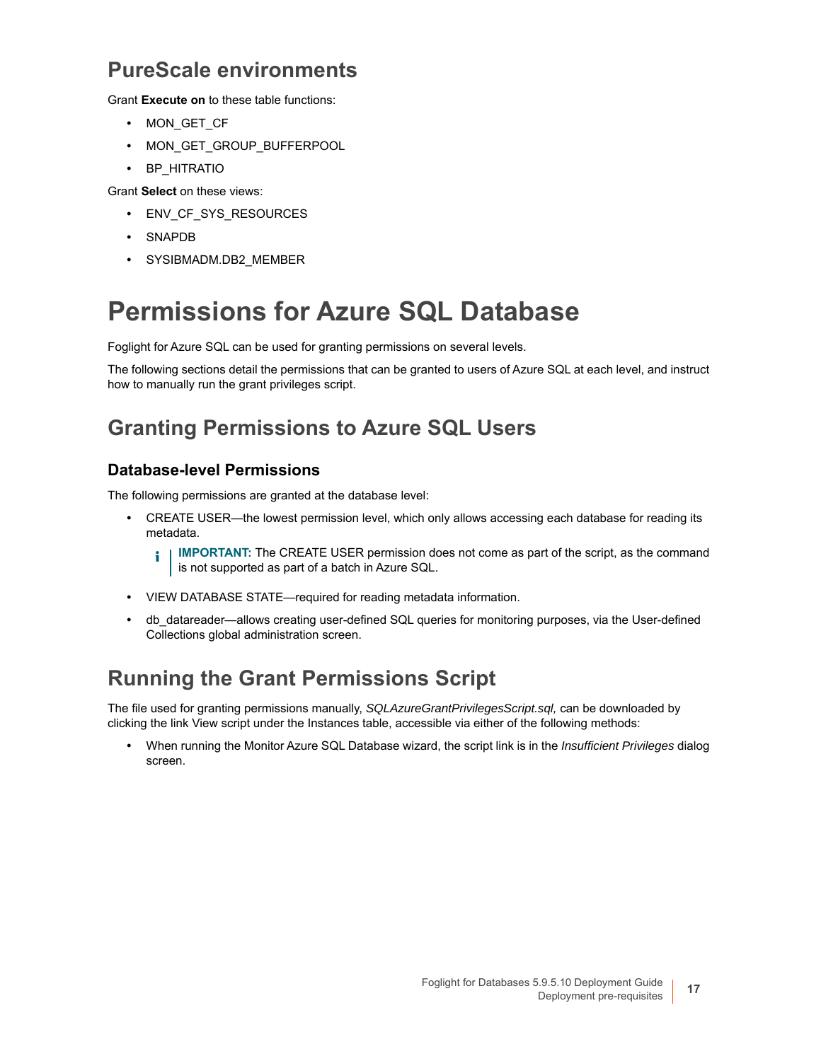## PureScale environments

Grant **Execute on** to these table functions:

- MON_GET_CF
- MON_GET_GROUP_BUFFERPOOL
- BP_HITRATIO

Grant **Select** on these views:

- ENV_CF_SYS_RESOURCES
- SNAPDB
- SYSIBMADM.DB2_MEMBER

# Permissions for Azure SQL Database

Foglight for Azure SQL can be used for granting permissions on several levels.

The following sections detail the permissions that can be granted to users of Azure SQL at each level, and instruct how to manually run the grant privileges script.

## Granting Permissions to Azure SQL Users

### Database-level Permissions

The following permissions are granted at the database level:

- CREATE USER—the lowest permission level, which only allows accessing each database for reading its metadata.

  **IMPORTANT:** The CREATE USER permission does not come as part of the script, as the command is not supported as part of a batch in Azure SQL.

- VIEW DATABASE STATE—required for reading metadata information.
- db_datareader—allows creating user-defined SQL queries for monitoring purposes, via the User-defined Collections global administration screen.

## Running the Grant Permissions Script

The file used for granting permissions manually, *SQLAzureGrantPrivilegesScript.sql,* can be downloaded by clicking the link View script under the Instances table, accessible via either of the following methods:

- When running the Monitor Azure SQL Database wizard, the script link is in the *Insufficient Privileges* dialog screen.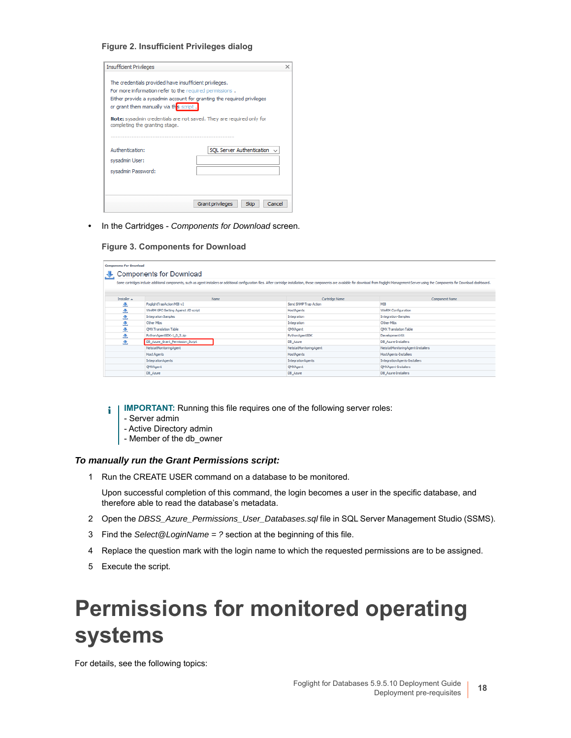**Figure 2. Insufficient Privileges dialog**

- In the Cartridges - *Components for Download* screen.

**Figure 3. Components for Download**

**IMPORTANT:** Running this file requires one of the following server roles:
- Server admin
- Active Directory admin
- Member of the db_owner

***To manually run the Grant Permissions script:***

1. Run the CREATE USER command on a database to be monitored.

   Upon successful completion of this command, the login becomes a user in the specific database, and therefore able to read the database's metadata.

2. Open the *DBSS_Azure_Permissions_User_Databases.sql* file in SQL Server Management Studio (SSMS).
3. Find the *Select@LoginName = ?* section at the beginning of this file.
4. Replace the question mark with the login name to which the requested permissions are to be assigned.
5. Execute the script.

# Permissions for monitored operating systems

For details, see the following topics: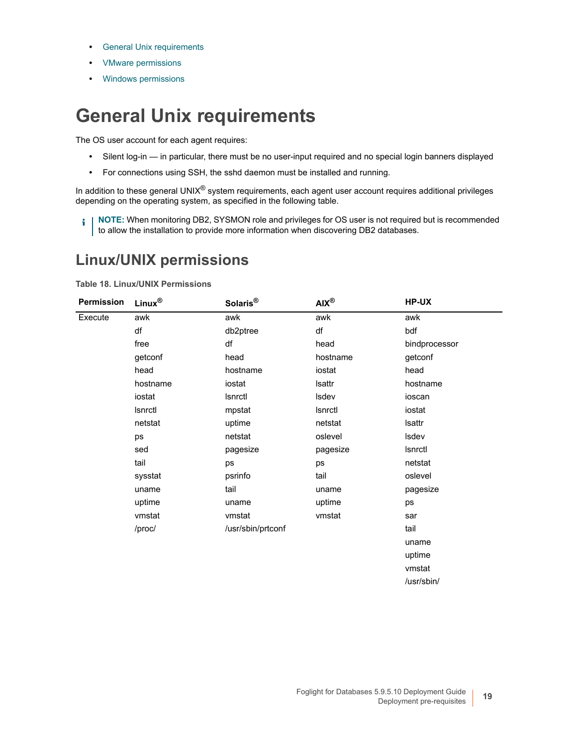- General Unix requirements
- VMware permissions
- Windows permissions

# General Unix requirements

The OS user account for each agent requires:

- Silent log-in — in particular, there must be no user-input required and no special login banners displayed
- For connections using SSH, the sshd daemon must be installed and running.

In addition to these general UNIX® system requirements, each agent user account requires additional privileges depending on the operating system, as specified in the following table.

> **NOTE:** When monitoring DB2, SYSMON role and privileges for OS user is not required but is recommended to allow the installation to provide more information when discovering DB2 databases.

## Linux/UNIX permissions

**Table 18. Linux/UNIX Permissions**

| Permission | Linux® | Solaris® | AIX® | HP-UX |
|---|---|---|---|---|
| Execute | awk | awk | awk | awk |
| | df | db2ptree | df | bdf |
| | free | df | head | bindprocessor |
| | getconf | head | hostname | getconf |
| | head | hostname | iostat | head |
| | hostname | iostat | lsattr | hostname |
| | iostat | lsnrctl | lsdev | ioscan |
| | lsnrctl | mpstat | lsnrctl | iostat |
| | netstat | uptime | netstat | lsattr |
| | ps | netstat | oslevel | lsdev |
| | sed | pagesize | pagesize | lsnrctl |
| | tail | ps | ps | netstat |
| | sysstat | psrinfo | tail | oslevel |
| | uname | tail | uname | pagesize |
| | uptime | uname | uptime | ps |
| | vmstat | vmstat | vmstat | sar |
| | /proc/ | /usr/sbin/prtconf | | tail |
| | | | | uname |
| | | | | uptime |
| | | | | vmstat |
| | | | | /usr/sbin/ |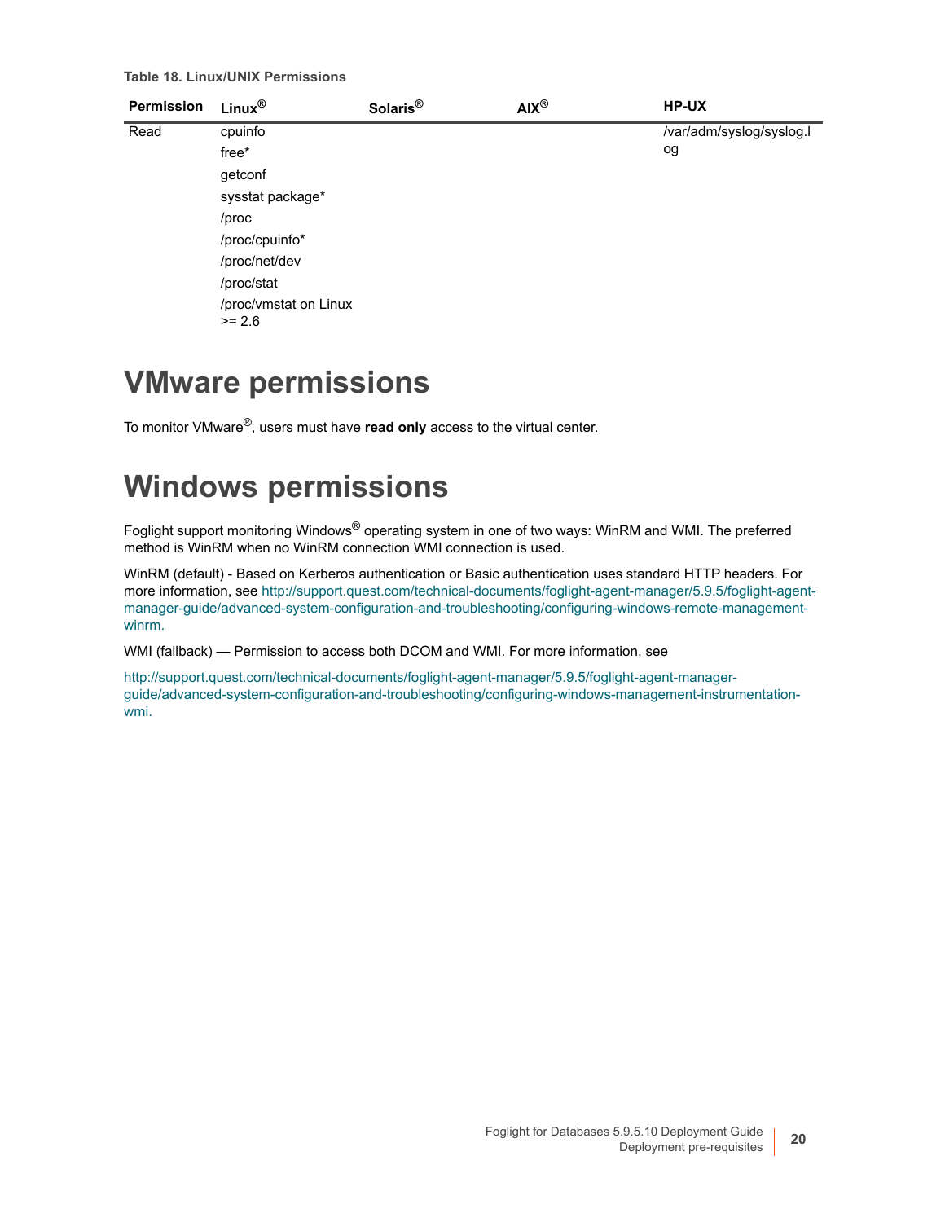**Table 18. Linux/UNIX Permissions**

| Permission | Linux® | Solaris® | AIX® | HP-UX |
|---|---|---|---|---|
| Read | cpuinfo<br>free*<br>getconf<br>sysstat package*<br>/proc<br>/proc/cpuinfo*<br>/proc/net/dev<br>/proc/stat<br>/proc/vmstat on Linux >= 2.6 | | | /var/adm/syslog/syslog.log |

# VMware permissions

To monitor VMware®, users must have **read only** access to the virtual center.

# Windows permissions

Foglight support monitoring Windows® operating system in one of two ways: WinRM and WMI. The preferred method is WinRM when no WinRM connection WMI connection is used.

WinRM (default) - Based on Kerberos authentication or Basic authentication uses standard HTTP headers. For more information, see http://support.quest.com/technical-documents/foglight-agent-manager/5.9.5/foglight-agent-manager-guide/advanced-system-configuration-and-troubleshooting/configuring-windows-remote-management-winrm.

WMI (fallback) — Permission to access both DCOM and WMI. For more information, see

http://support.quest.com/technical-documents/foglight-agent-manager/5.9.5/foglight-agent-manager-guide/advanced-system-configuration-and-troubleshooting/configuring-windows-management-instrumentation-wmi.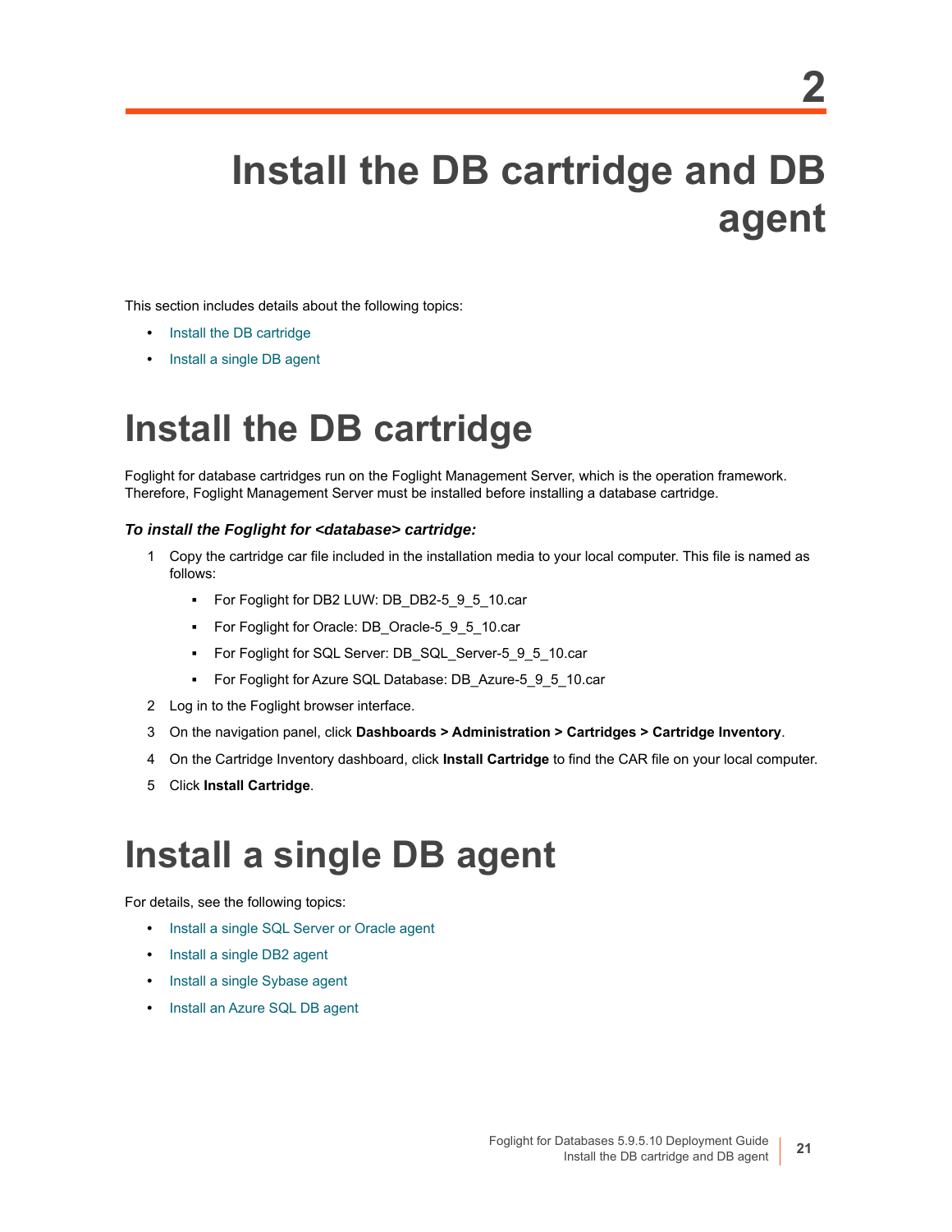# 2

# Install the DB cartridge and DB agent

This section includes details about the following topics:

- Install the DB cartridge
- Install a single DB agent

## Install the DB cartridge

Foglight for database cartridges run on the Foglight Management Server, which is the operation framework. Therefore, Foglight Management Server must be installed before installing a database cartridge.

***To install the Foglight for <database> cartridge:***

1. Copy the cartridge car file included in the installation media to your local computer. This file is named as follows:
   - For Foglight for DB2 LUW: DB_DB2-5_9_5_10.car
   - For Foglight for Oracle: DB_Oracle-5_9_5_10.car
   - For Foglight for SQL Server: DB_SQL_Server-5_9_5_10.car
   - For Foglight for Azure SQL Database: DB_Azure-5_9_5_10.car
2. Log in to the Foglight browser interface.
3. On the navigation panel, click **Dashboards > Administration > Cartridges > Cartridge Inventory**.
4. On the Cartridge Inventory dashboard, click **Install Cartridge** to find the CAR file on your local computer.
5. Click **Install Cartridge**.

## Install a single DB agent

For details, see the following topics:

- Install a single SQL Server or Oracle agent
- Install a single DB2 agent
- Install a single Sybase agent
- Install an Azure SQL DB agent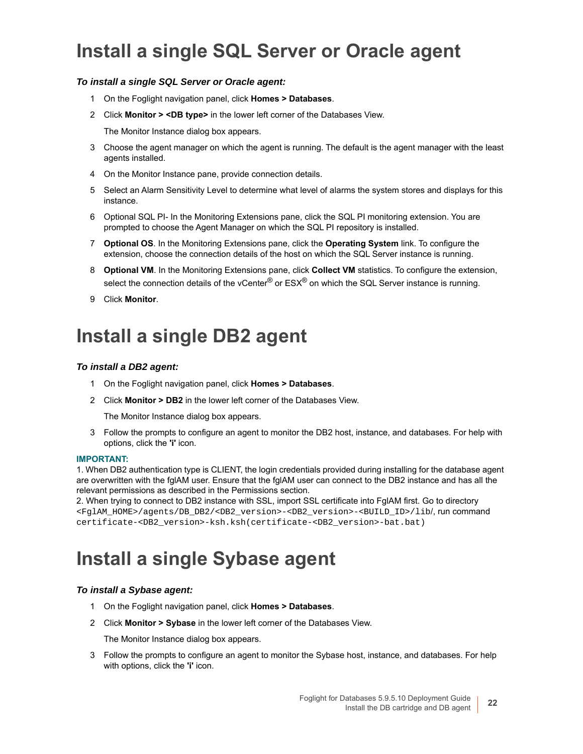# Install a single SQL Server or Oracle agent

***To install a single SQL Server or Oracle agent:***

1. On the Foglight navigation panel, click **Homes > Databases**.
2. Click **Monitor > <DB type>** in the lower left corner of the Databases View.

   The Monitor Instance dialog box appears.
3. Choose the agent manager on which the agent is running. The default is the agent manager with the least agents installed.
4. On the Monitor Instance pane, provide connection details.
5. Select an Alarm Sensitivity Level to determine what level of alarms the system stores and displays for this instance.
6. Optional SQL PI- In the Monitoring Extensions pane, click the SQL PI monitoring extension. You are prompted to choose the Agent Manager on which the SQL PI repository is installed.
7. **Optional OS**. In the Monitoring Extensions pane, click the **Operating System** link. To configure the extension, choose the connection details of the host on which the SQL Server instance is running.
8. **Optional VM**. In the Monitoring Extensions pane, click **Collect VM** statistics. To configure the extension, select the connection details of the vCenter® or ESX® on which the SQL Server instance is running.
9. Click **Monitor**.

# Install a single DB2 agent

***To install a DB2 agent:***

1. On the Foglight navigation panel, click **Homes > Databases**.
2. Click **Monitor > DB2** in the lower left corner of the Databases View.

   The Monitor Instance dialog box appears.
3. Follow the prompts to configure an agent to monitor the DB2 host, instance, and databases. For help with options, click the **'i'** icon.

**IMPORTANT:**
1. When DB2 authentication type is CLIENT, the login credentials provided during installing for the database agent are overwritten with the fglAM user. Ensure that the fglAM user can connect to the DB2 instance and has all the relevant permissions as described in the Permissions section.
2. When trying to connect to DB2 instance with SSL, import SSL certificate into FglAM first. Go to directory `<FglAM_HOME>/agents/DB_DB2/<DB2_version>-<DB2_version>-<BUILD_ID>/lib/`, run command `certificate-<DB2_version>-ksh.ksh(certificate-<DB2_version>-bat.bat)`

# Install a single Sybase agent

***To install a Sybase agent:***

1. On the Foglight navigation panel, click **Homes > Databases**.
2. Click **Monitor > Sybase** in the lower left corner of the Databases View.

   The Monitor Instance dialog box appears.
3. Follow the prompts to configure an agent to monitor the Sybase host, instance, and databases. For help with options, click the **'i'** icon.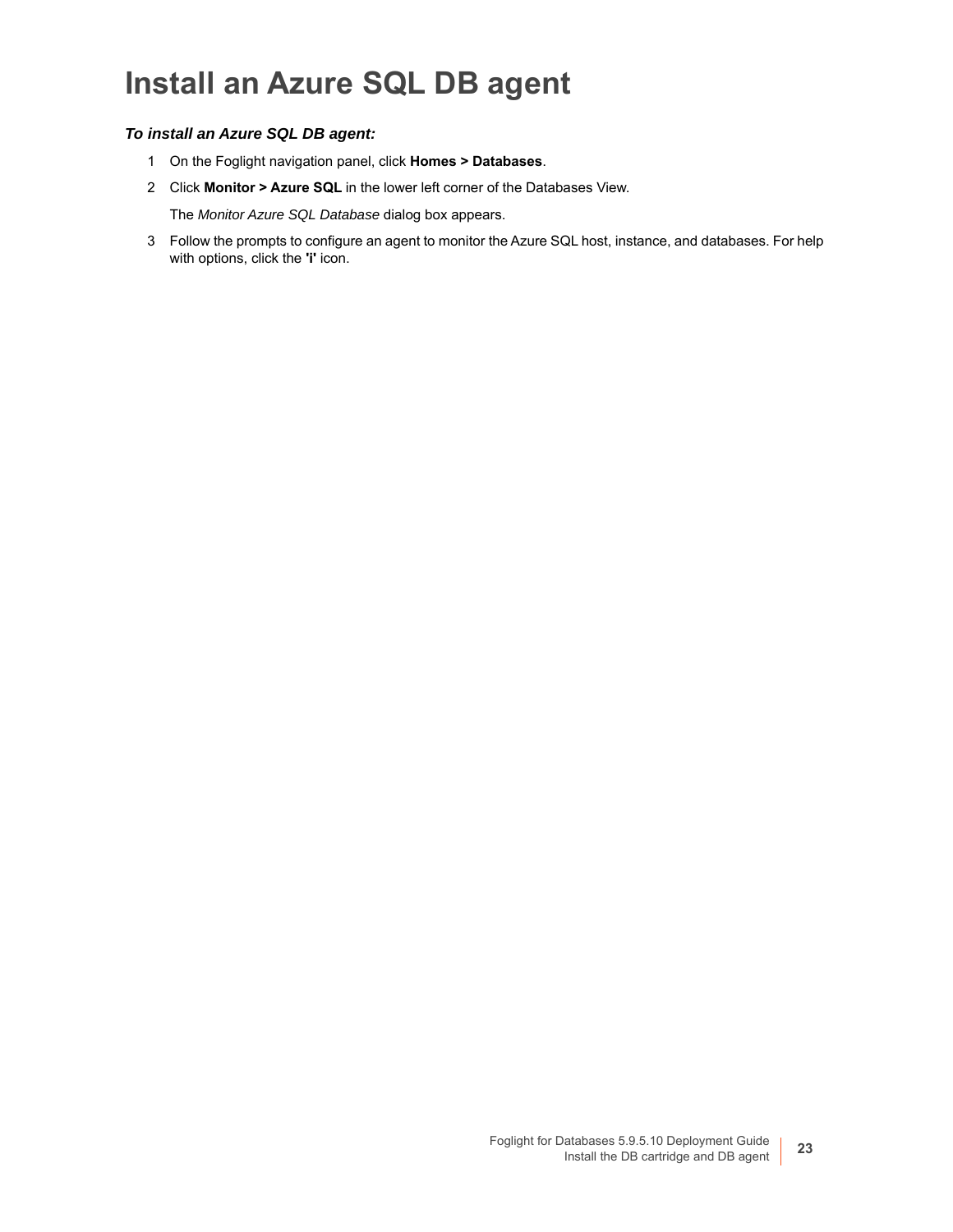# Install an Azure SQL DB agent

***To install an Azure SQL DB agent:***

1. On the Foglight navigation panel, click **Homes > Databases**.
2. Click **Monitor > Azure SQL** in the lower left corner of the Databases View.

   The *Monitor Azure SQL Database* dialog box appears.
3. Follow the prompts to configure an agent to monitor the Azure SQL host, instance, and databases. For help with options, click the **'i'** icon.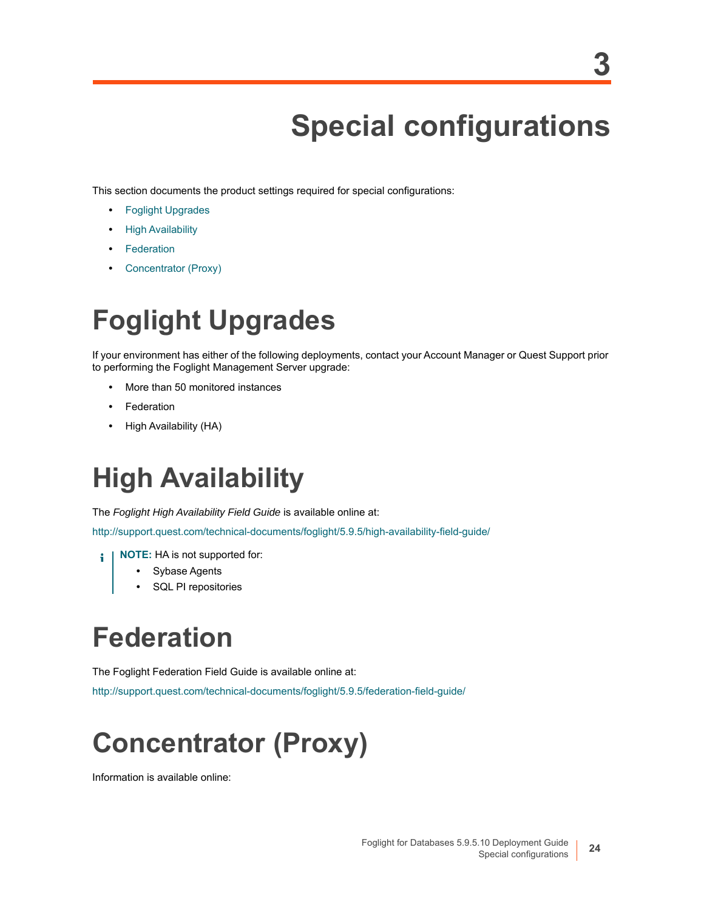# 3 Special configurations

This section documents the product settings required for special configurations:

- Foglight Upgrades
- High Availability
- Federation
- Concentrator (Proxy)

## Foglight Upgrades

If your environment has either of the following deployments, contact your Account Manager or Quest Support prior to performing the Foglight Management Server upgrade:

- More than 50 monitored instances
- Federation
- High Availability (HA)

## High Availability

The *Foglight High Availability Field Guide* is available online at:

http://support.quest.com/technical-documents/foglight/5.9.5/high-availability-field-guide/

> **NOTE:** HA is not supported for:
> - Sybase Agents
> - SQL PI repositories

## Federation

The Foglight Federation Field Guide is available online at:

http://support.quest.com/technical-documents/foglight/5.9.5/federation-field-guide/

## Concentrator (Proxy)

Information is available online: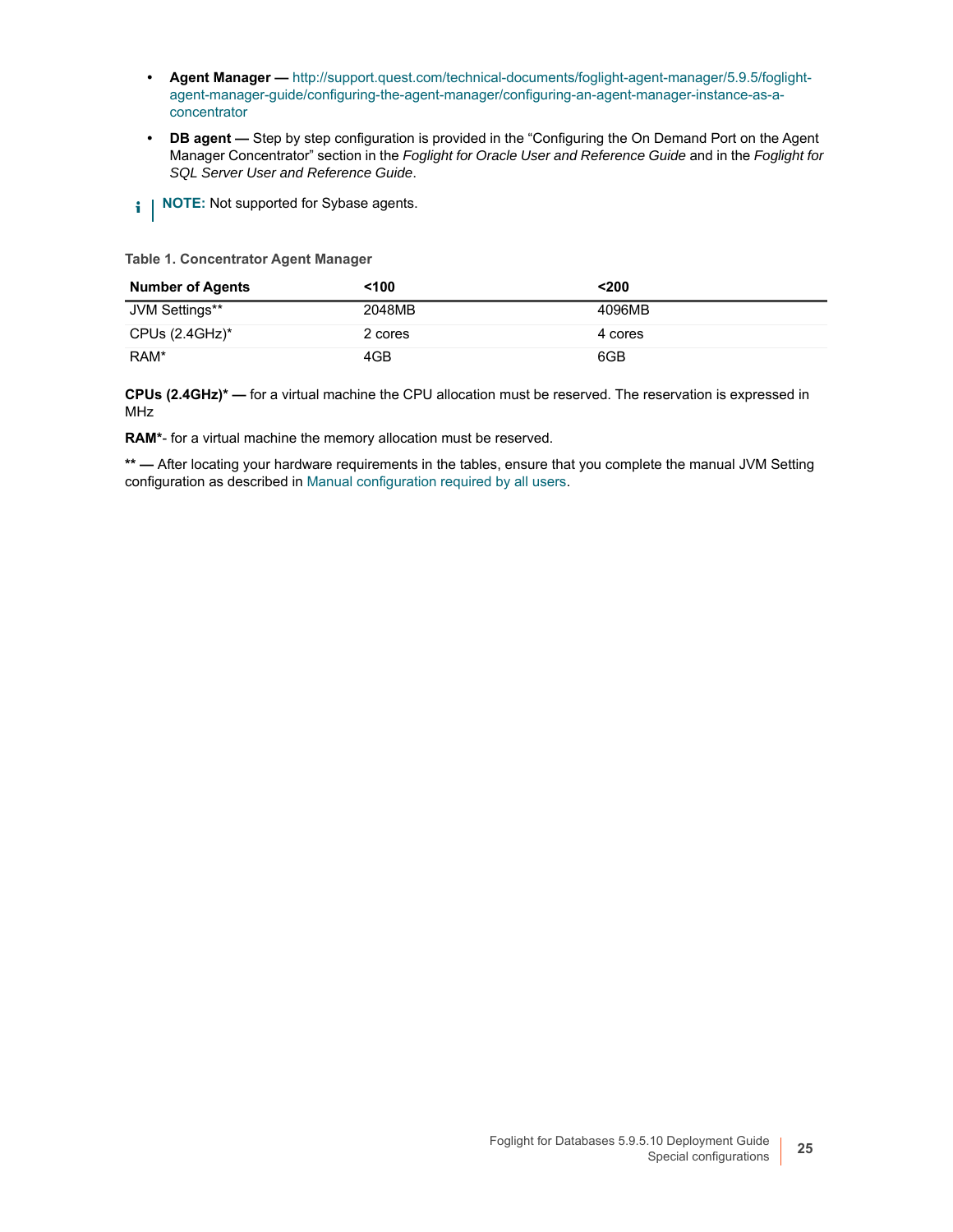- **Agent Manager —** http://support.quest.com/technical-documents/foglight-agent-manager/5.9.5/foglight-agent-manager-guide/configuring-the-agent-manager/configuring-an-agent-manager-instance-as-a-concentrator
- **DB agent —** Step by step configuration is provided in the “Configuring the On Demand Port on the Agent Manager Concentrator” section in the *Foglight for Oracle User and Reference Guide* and in the *Foglight for SQL Server User and Reference Guide*.

**NOTE:** Not supported for Sybase agents.

**Table 1. Concentrator Agent Manager**

| Number of Agents | <100 | <200 |
|---|---|---|
| JVM Settings** | 2048MB | 4096MB |
| CPUs (2.4GHz)* | 2 cores | 4 cores |
| RAM* | 4GB | 6GB |

**CPUs (2.4GHz)* —** for a virtual machine the CPU allocation must be reserved. The reservation is expressed in MHz

**RAM***- for a virtual machine the memory allocation must be reserved.

**** —** After locating your hardware requirements in the tables, ensure that you complete the manual JVM Setting configuration as described in Manual configuration required by all users.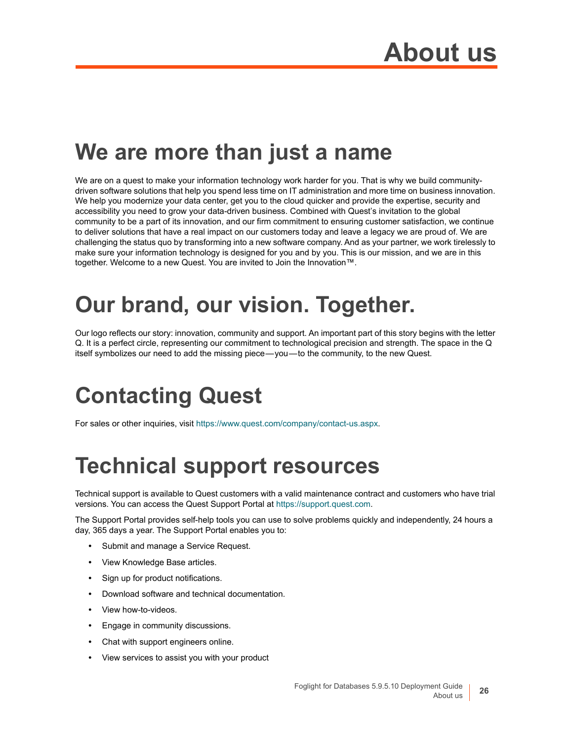# About us

## We are more than just a name

We are on a quest to make your information technology work harder for you. That is why we build community-driven software solutions that help you spend less time on IT administration and more time on business innovation. We help you modernize your data center, get you to the cloud quicker and provide the expertise, security and accessibility you need to grow your data-driven business. Combined with Quest's invitation to the global community to be a part of its innovation, and our firm commitment to ensuring customer satisfaction, we continue to deliver solutions that have a real impact on our customers today and leave a legacy we are proud of. We are challenging the status quo by transforming into a new software company. And as your partner, we work tirelessly to make sure your information technology is designed for you and by you. This is our mission, and we are in this together. Welcome to a new Quest. You are invited to Join the Innovation™.

## Our brand, our vision. Together.

Our logo reflects our story: innovation, community and support. An important part of this story begins with the letter Q. It is a perfect circle, representing our commitment to technological precision and strength. The space in the Q itself symbolizes our need to add the missing piece — you — to the community, to the new Quest.

## Contacting Quest

For sales or other inquiries, visit https://www.quest.com/company/contact-us.aspx.

## Technical support resources

Technical support is available to Quest customers with a valid maintenance contract and customers who have trial versions. You can access the Quest Support Portal at https://support.quest.com.

The Support Portal provides self-help tools you can use to solve problems quickly and independently, 24 hours a day, 365 days a year. The Support Portal enables you to:

- Submit and manage a Service Request.
- View Knowledge Base articles.
- Sign up for product notifications.
- Download software and technical documentation.
- View how-to-videos.
- Engage in community discussions.
- Chat with support engineers online.
- View services to assist you with your product